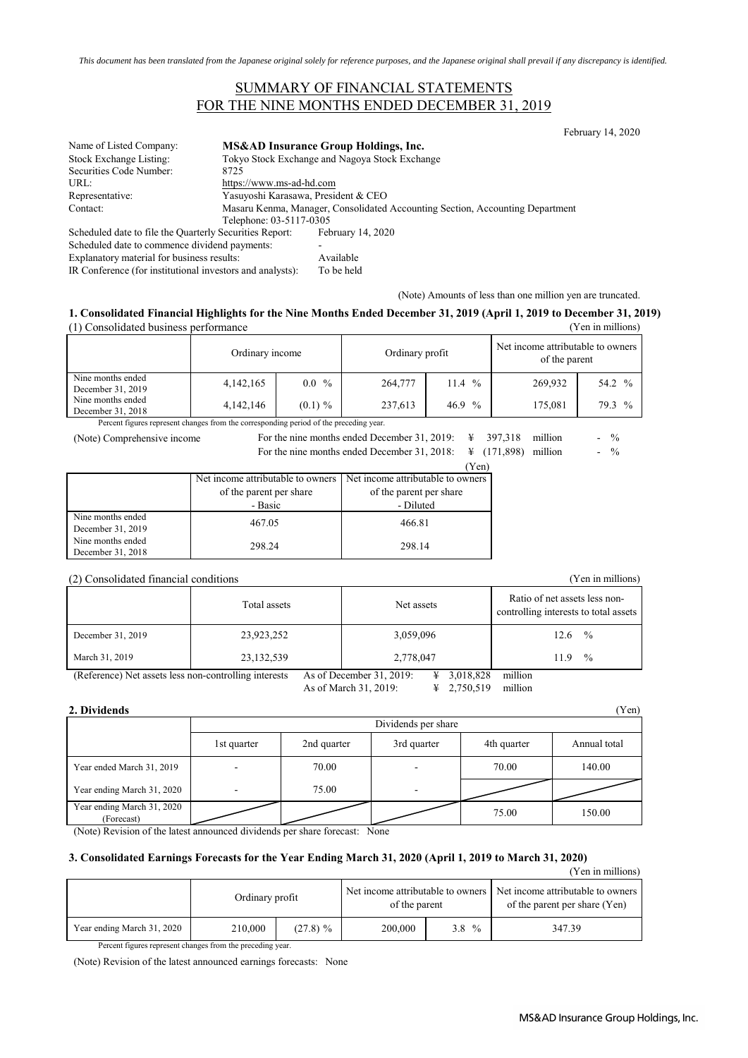*This document has been translated from the Japanese original solely for reference purposes, and the Japanese original shall prevail if any discrepancy is identified.*

# SUMMARY OF FINANCIAL STATEMENTS FOR THE NINE MONTHS ENDED DECEMBER 31, 2019

February 14, 2020

| | |
|---|---|
| Name of Listed Company: | **MS&AD Insurance Group Holdings, Inc.** |
| Stock Exchange Listing: | Tokyo Stock Exchange and Nagoya Stock Exchange |
| Securities Code Number: | 8725 |
| URL: | https://www.ms-ad-hd.com |
| Representative: | Yasuyoshi Karasawa, President & CEO |
| Contact: | Masaru Kenma, Manager, Consolidated Accounting Section, Accounting Department<br>Telephone: 03-5117-0305 |
| Scheduled date to file the Quarterly Securities Report: | February 14, 2020 |
| Scheduled date to commence dividend payments: | - |
| Explanatory material for business results: | Available |
| IR Conference (for institutional investors and analysts): | To be held |

(Note) Amounts of less than one million yen are truncated.

## 1. Consolidated Financial Highlights for the Nine Months Ended December 31, 2019 (April 1, 2019 to December 31, 2019)

(1) Consolidated business performance (Yen in millions)

| | Ordinary income | | Ordinary profit | | Net income attributable to owners of the parent | |
|---|---|---|---|---|---|---|
| Nine months ended December 31, 2019 | 4,142,165 | 0.0 % | 264,777 | 11.4 % | 269,932 | 54.2 % |
| Nine months ended December 31, 2018 | 4,142,146 | (0.1) % | 237,613 | 46.9 % | 175,081 | 79.3 % |

Percent figures represent changes from the corresponding period of the preceding year.

(Note) Comprehensive income
For the nine months ended December 31, 2019: ¥ 397,318 million - %
For the nine months ended December 31, 2018: ¥ (171,898) million - %

(Yen)

| | Net income attributable to owners of the parent per share - Basic | Net income attributable to owners of the parent per share - Diluted |
|---|---|---|
| Nine months ended December 31, 2019 | 467.05 | 466.81 |
| Nine months ended December 31, 2018 | 298.24 | 298.14 |

(2) Consolidated financial conditions (Yen in millions)

| | Total assets | Net assets | Ratio of net assets less non-controlling interests to total assets |
|---|---|---|---|
| December 31, 2019 | 23,923,252 | 3,059,096 | 12.6 % |
| March 31, 2019 | 23,132,539 | 2,778,047 | 11.9 % |

(Reference) Net assets less non-controlling interests
As of December 31, 2019: ¥ 3,018,828 million
As of March 31, 2019: ¥ 2,750,519 million

## 2. Dividends

(Yen)

| | Dividends per share | | | | |
|---|---|---|---|---|---|
| | 1st quarter | 2nd quarter | 3rd quarter | 4th quarter | Annual total |
| Year ended March 31, 2019 | - | 70.00 | - | 70.00 | 140.00 |
| Year ending March 31, 2020 | - | 75.00 | - | | |
| Year ending March 31, 2020 (Forecast) | | | | 75.00 | 150.00 |

(Note) Revision of the latest announced dividends per share forecast: None

## 3. Consolidated Earnings Forecasts for the Year Ending March 31, 2020 (April 1, 2019 to March 31, 2020)

(Yen in millions)

| | Ordinary profit | | Net income attributable to owners of the parent | | Net income attributable to owners of the parent per share (Yen) |
|---|---|---|---|---|---|
| Year ending March 31, 2020 | 210,000 | (27.8) % | 200,000 | 3.8 % | 347.39 |

Percent figures represent changes from the preceding year.

(Note) Revision of the latest announced earnings forecasts: None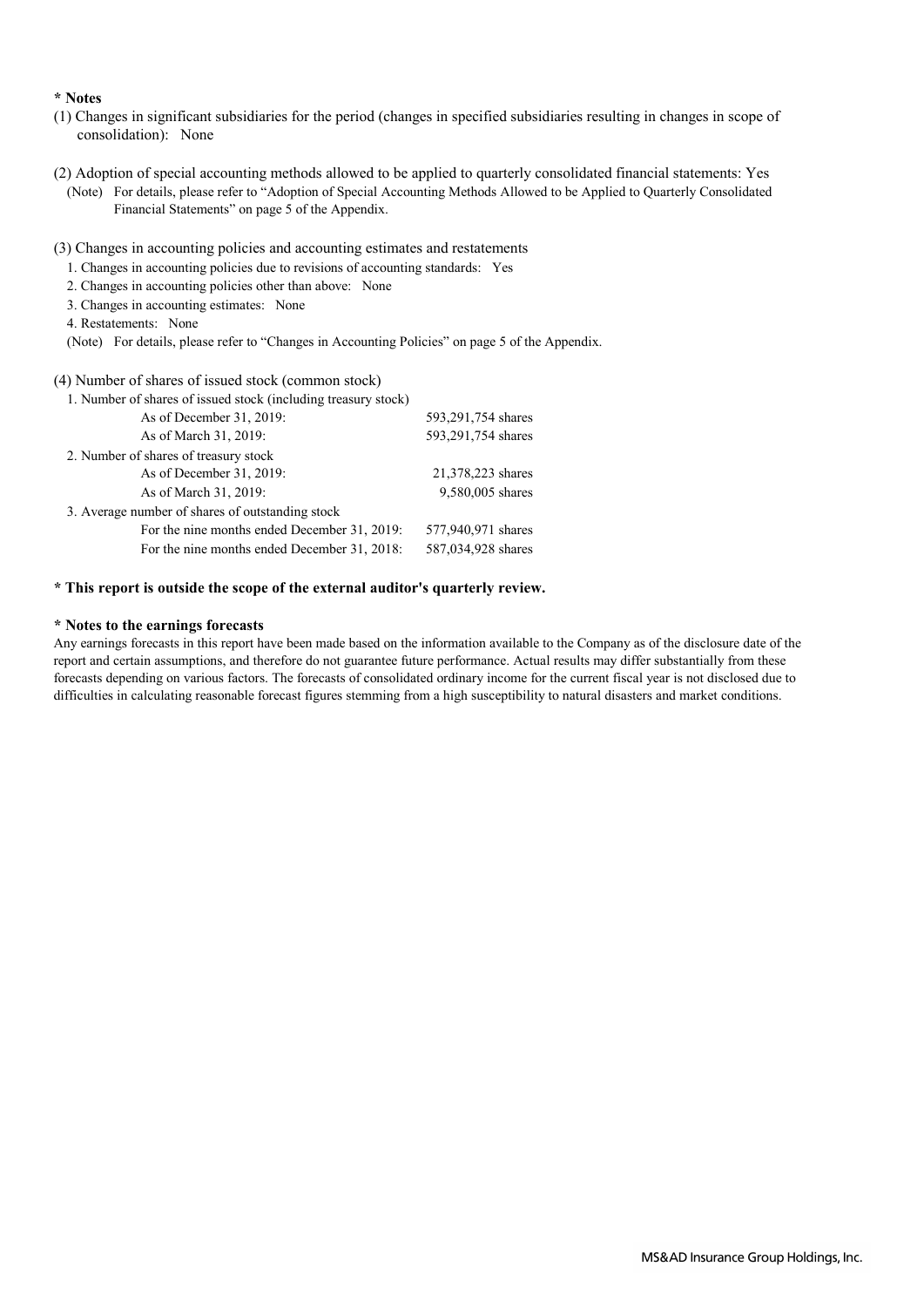**\* Notes**

(1) Changes in significant subsidiaries for the period (changes in specified subsidiaries resulting in changes in scope of consolidation): None

(2) Adoption of special accounting methods allowed to be applied to quarterly consolidated financial statements: Yes

(Note) For details, please refer to "Adoption of Special Accounting Methods Allowed to be Applied to Quarterly Consolidated Financial Statements" on page 5 of the Appendix.

(3) Changes in accounting policies and accounting estimates and restatements

1. Changes in accounting policies due to revisions of accounting standards: Yes
2. Changes in accounting policies other than above: None
3. Changes in accounting estimates: None
4. Restatements: None

(Note) For details, please refer to "Changes in Accounting Policies" on page 5 of the Appendix.

(4) Number of shares of issued stock (common stock)

| 1. Number of shares of issued stock (including treasury stock) | |
|---|---|
| As of December 31, 2019: | 593,291,754 shares |
| As of March 31, 2019: | 593,291,754 shares |
| 2. Number of shares of treasury stock | |
| As of December 31, 2019: | 21,378,223 shares |
| As of March 31, 2019: | 9,580,005 shares |
| 3. Average number of shares of outstanding stock | |
| For the nine months ended December 31, 2019: | 577,940,971 shares |
| For the nine months ended December 31, 2018: | 587,034,928 shares |

**\* This report is outside the scope of the external auditor's quarterly review.**

**\* Notes to the earnings forecasts**

Any earnings forecasts in this report have been made based on the information available to the Company as of the disclosure date of the report and certain assumptions, and therefore do not guarantee future performance. Actual results may differ substantially from these forecasts depending on various factors. The forecasts of consolidated ordinary income for the current fiscal year is not disclosed due to difficulties in calculating reasonable forecast figures stemming from a high susceptibility to natural disasters and market conditions.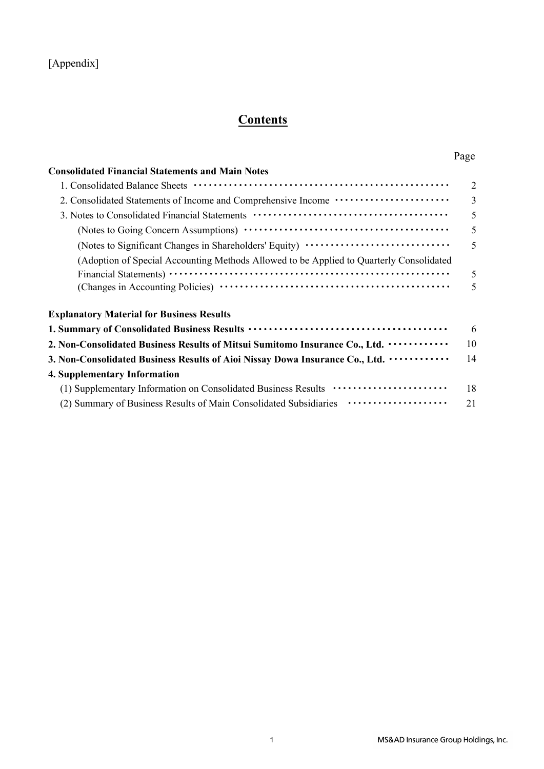[Appendix]

# Contents

| | Page |
|---|---|
| **Consolidated Financial Statements and Main Notes** | |
| 1. Consolidated Balance Sheets | 2 |
| 2. Consolidated Statements of Income and Comprehensive Income | 3 |
| 3. Notes to Consolidated Financial Statements | 5 |
| (Notes to Going Concern Assumptions) | 5 |
| (Notes to Significant Changes in Shareholders' Equity) | 5 |
| (Adoption of Special Accounting Methods Allowed to be Applied to Quarterly Consolidated Financial Statements) | 5 |
| (Changes in Accounting Policies) | 5 |
| | |
| **Explanatory Material for Business Results** | |
| **1. Summary of Consolidated Business Results** | 6 |
| **2. Non-Consolidated Business Results of Mitsui Sumitomo Insurance Co., Ltd.** | 10 |
| **3. Non-Consolidated Business Results of Aioi Nissay Dowa Insurance Co., Ltd.** | 14 |
| **4. Supplementary Information** | |
| (1) Supplementary Information on Consolidated Business Results | 18 |
| (2) Summary of Business Results of Main Consolidated Subsidiaries | 21 |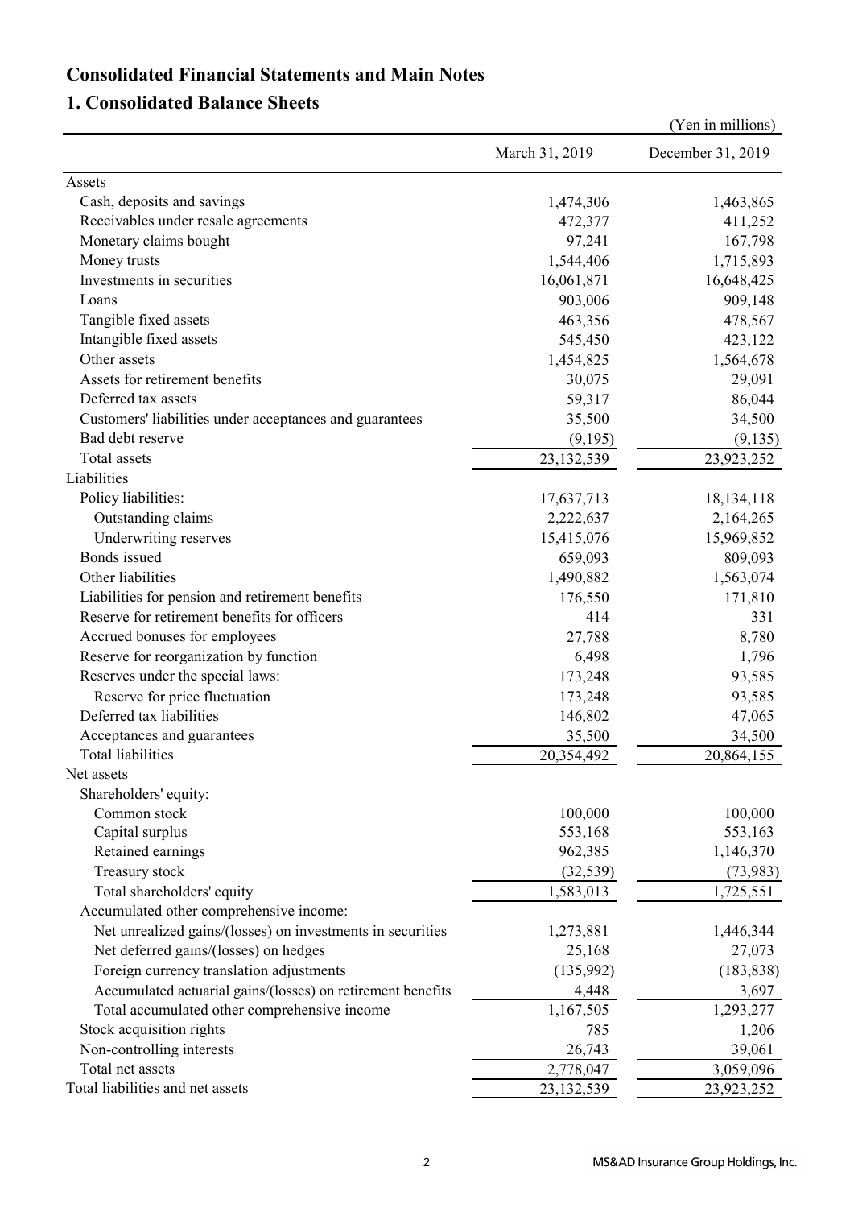# Consolidated Financial Statements and Main Notes

## 1. Consolidated Balance Sheets

(Yen in millions)

| | March 31, 2019 | December 31, 2019 |
|---|---|---|
| Assets | | |
| Cash, deposits and savings | 1,474,306 | 1,463,865 |
| Receivables under resale agreements | 472,377 | 411,252 |
| Monetary claims bought | 97,241 | 167,798 |
| Money trusts | 1,544,406 | 1,715,893 |
| Investments in securities | 16,061,871 | 16,648,425 |
| Loans | 903,006 | 909,148 |
| Tangible fixed assets | 463,356 | 478,567 |
| Intangible fixed assets | 545,450 | 423,122 |
| Other assets | 1,454,825 | 1,564,678 |
| Assets for retirement benefits | 30,075 | 29,091 |
| Deferred tax assets | 59,317 | 86,044 |
| Customers' liabilities under acceptances and guarantees | 35,500 | 34,500 |
| Bad debt reserve | (9,195) | (9,135) |
| Total assets | 23,132,539 | 23,923,252 |
| Liabilities | | |
| Policy liabilities: | 17,637,713 | 18,134,118 |
| Outstanding claims | 2,222,637 | 2,164,265 |
| Underwriting reserves | 15,415,076 | 15,969,852 |
| Bonds issued | 659,093 | 809,093 |
| Other liabilities | 1,490,882 | 1,563,074 |
| Liabilities for pension and retirement benefits | 176,550 | 171,810 |
| Reserve for retirement benefits for officers | 414 | 331 |
| Accrued bonuses for employees | 27,788 | 8,780 |
| Reserve for reorganization by function | 6,498 | 1,796 |
| Reserves under the special laws: | 173,248 | 93,585 |
| Reserve for price fluctuation | 173,248 | 93,585 |
| Deferred tax liabilities | 146,802 | 47,065 |
| Acceptances and guarantees | 35,500 | 34,500 |
| Total liabilities | 20,354,492 | 20,864,155 |
| Net assets | | |
| Shareholders' equity: | | |
| Common stock | 100,000 | 100,000 |
| Capital surplus | 553,168 | 553,163 |
| Retained earnings | 962,385 | 1,146,370 |
| Treasury stock | (32,539) | (73,983) |
| Total shareholders' equity | 1,583,013 | 1,725,551 |
| Accumulated other comprehensive income: | | |
| Net unrealized gains/(losses) on investments in securities | 1,273,881 | 1,446,344 |
| Net deferred gains/(losses) on hedges | 25,168 | 27,073 |
| Foreign currency translation adjustments | (135,992) | (183,838) |
| Accumulated actuarial gains/(losses) on retirement benefits | 4,448 | 3,697 |
| Total accumulated other comprehensive income | 1,167,505 | 1,293,277 |
| Stock acquisition rights | 785 | 1,206 |
| Non-controlling interests | 26,743 | 39,061 |
| Total net assets | 2,778,047 | 3,059,096 |
| Total liabilities and net assets | 23,132,539 | 23,923,252 |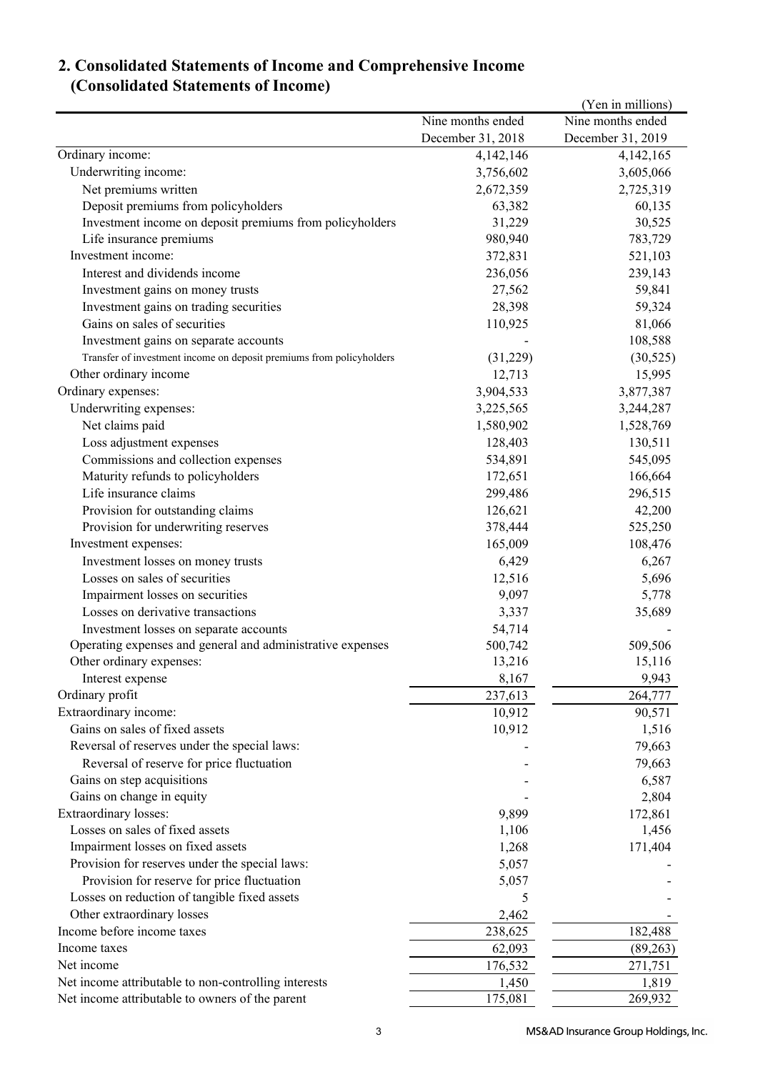## 2. Consolidated Statements of Income and Comprehensive Income
## (Consolidated Statements of Income)

(Yen in millions)

| | Nine months ended December 31, 2018 | Nine months ended December 31, 2019 |
|---|---|---|
| Ordinary income: | 4,142,146 | 4,142,165 |
| Underwriting income: | 3,756,602 | 3,605,066 |
| Net premiums written | 2,672,359 | 2,725,319 |
| Deposit premiums from policyholders | 63,382 | 60,135 |
| Investment income on deposit premiums from policyholders | 31,229 | 30,525 |
| Life insurance premiums | 980,940 | 783,729 |
| Investment income: | 372,831 | 521,103 |
| Interest and dividends income | 236,056 | 239,143 |
| Investment gains on money trusts | 27,562 | 59,841 |
| Investment gains on trading securities | 28,398 | 59,324 |
| Gains on sales of securities | 110,925 | 81,066 |
| Investment gains on separate accounts | - | 108,588 |
| Transfer of investment income on deposit premiums from policyholders | (31,229) | (30,525) |
| Other ordinary income | 12,713 | 15,995 |
| Ordinary expenses: | 3,904,533 | 3,877,387 |
| Underwriting expenses: | 3,225,565 | 3,244,287 |
| Net claims paid | 1,580,902 | 1,528,769 |
| Loss adjustment expenses | 128,403 | 130,511 |
| Commissions and collection expenses | 534,891 | 545,095 |
| Maturity refunds to policyholders | 172,651 | 166,664 |
| Life insurance claims | 299,486 | 296,515 |
| Provision for outstanding claims | 126,621 | 42,200 |
| Provision for underwriting reserves | 378,444 | 525,250 |
| Investment expenses: | 165,009 | 108,476 |
| Investment losses on money trusts | 6,429 | 6,267 |
| Losses on sales of securities | 12,516 | 5,696 |
| Impairment losses on securities | 9,097 | 5,778 |
| Losses on derivative transactions | 3,337 | 35,689 |
| Investment losses on separate accounts | 54,714 | - |
| Operating expenses and general and administrative expenses | 500,742 | 509,506 |
| Other ordinary expenses: | 13,216 | 15,116 |
| Interest expense | 8,167 | 9,943 |
| Ordinary profit | 237,613 | 264,777 |
| Extraordinary income: | 10,912 | 90,571 |
| Gains on sales of fixed assets | 10,912 | 1,516 |
| Reversal of reserves under the special laws: | - | 79,663 |
| Reversal of reserve for price fluctuation | - | 79,663 |
| Gains on step acquisitions | - | 6,587 |
| Gains on change in equity | - | 2,804 |
| Extraordinary losses: | 9,899 | 172,861 |
| Losses on sales of fixed assets | 1,106 | 1,456 |
| Impairment losses on fixed assets | 1,268 | 171,404 |
| Provision for reserves under the special laws: | 5,057 | - |
| Provision for reserve for price fluctuation | 5,057 | - |
| Losses on reduction of tangible fixed assets | 5 | - |
| Other extraordinary losses | 2,462 | - |
| Income before income taxes | 238,625 | 182,488 |
| Income taxes | 62,093 | (89,263) |
| Net income | 176,532 | 271,751 |
| Net income attributable to non-controlling interests | 1,450 | 1,819 |
| Net income attributable to owners of the parent | 175,081 | 269,932 |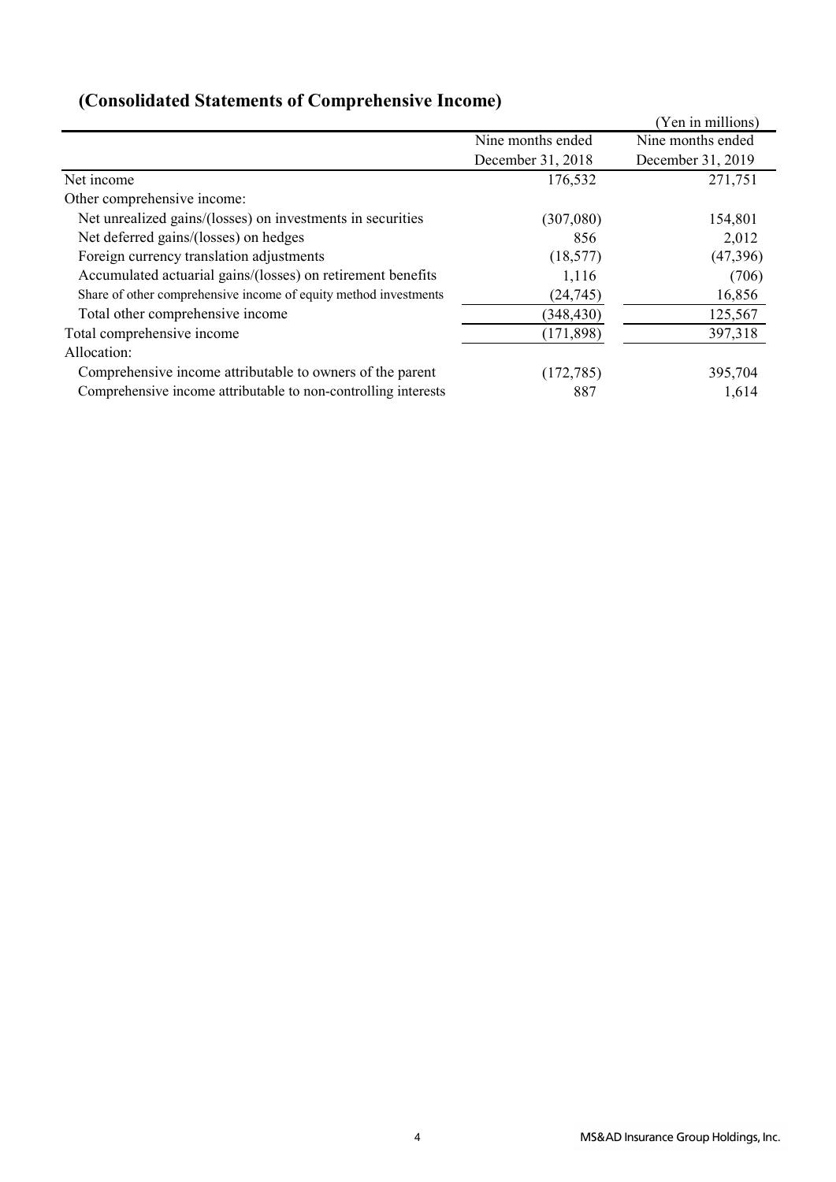## (Consolidated Statements of Comprehensive Income)

(Yen in millions)

| | Nine months ended December 31, 2018 | Nine months ended December 31, 2019 |
|---|---|---|
| Net income | 176,532 | 271,751 |
| Other comprehensive income: | | |
| Net unrealized gains/(losses) on investments in securities | (307,080) | 154,801 |
| Net deferred gains/(losses) on hedges | 856 | 2,012 |
| Foreign currency translation adjustments | (18,577) | (47,396) |
| Accumulated actuarial gains/(losses) on retirement benefits | 1,116 | (706) |
| Share of other comprehensive income of equity method investments | (24,745) | 16,856 |
| Total other comprehensive income | (348,430) | 125,567 |
| Total comprehensive income | (171,898) | 397,318 |
| Allocation: | | |
| Comprehensive income attributable to owners of the parent | (172,785) | 395,704 |
| Comprehensive income attributable to non-controlling interests | 887 | 1,614 |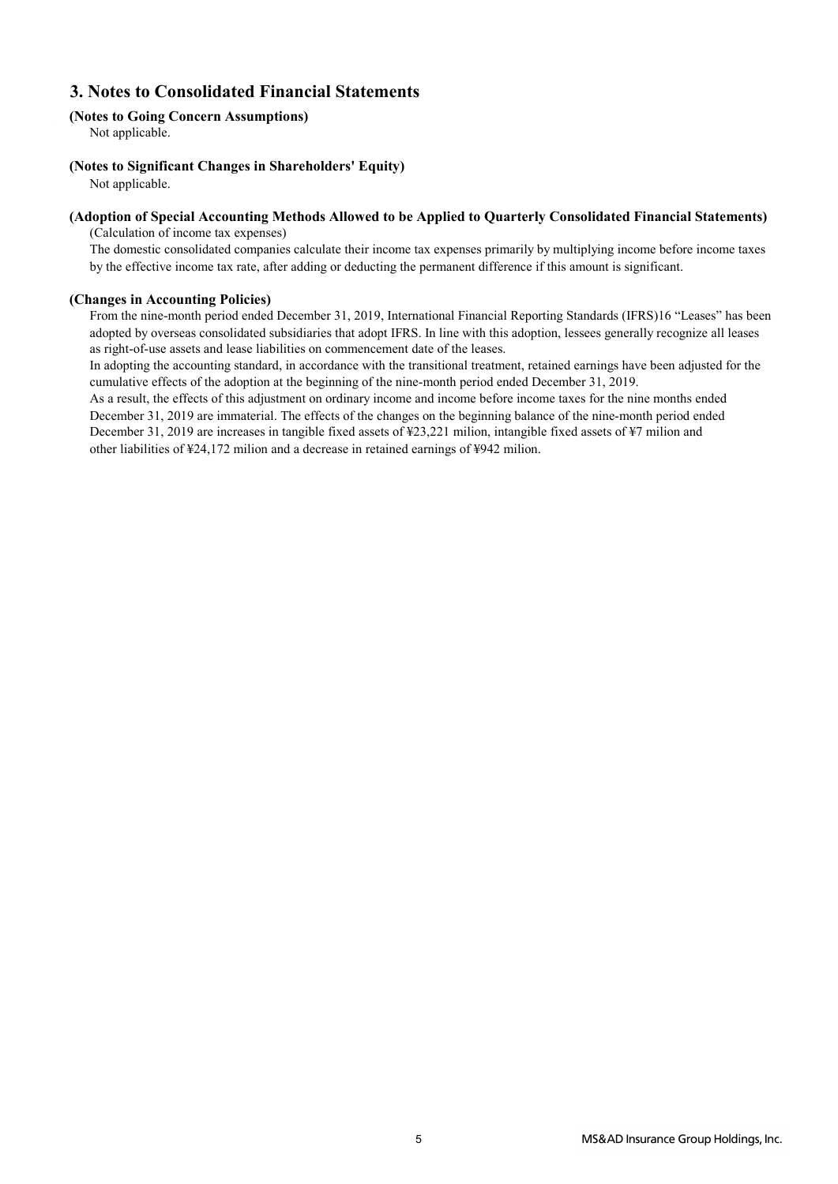# 3. Notes to Consolidated Financial Statements

**(Notes to Going Concern Assumptions)**

Not applicable.

**(Notes to Significant Changes in Shareholders' Equity)**

Not applicable.

**(Adoption of Special Accounting Methods Allowed to be Applied to Quarterly Consolidated Financial Statements)**

(Calculation of income tax expenses)

The domestic consolidated companies calculate their income tax expenses primarily by multiplying income before income taxes by the effective income tax rate, after adding or deducting the permanent difference if this amount is significant.

**(Changes in Accounting Policies)**

From the nine-month period ended December 31, 2019, International Financial Reporting Standards (IFRS)16 "Leases" has been adopted by overseas consolidated subsidiaries that adopt IFRS. In line with this adoption, lessees generally recognize all leases as right-of-use assets and lease liabilities on commencement date of the leases.

In adopting the accounting standard, in accordance with the transitional treatment, retained earnings have been adjusted for the cumulative effects of the adoption at the beginning of the nine-month period ended December 31, 2019.

As a result, the effects of this adjustment on ordinary income and income before income taxes for the nine months ended December 31, 2019 are immaterial. The effects of the changes on the beginning balance of the nine-month period ended December 31, 2019 are increases in tangible fixed assets of ¥23,221 milion, intangible fixed assets of ¥7 milion and other liabilities of ¥24,172 milion and a decrease in retained earnings of ¥942 milion.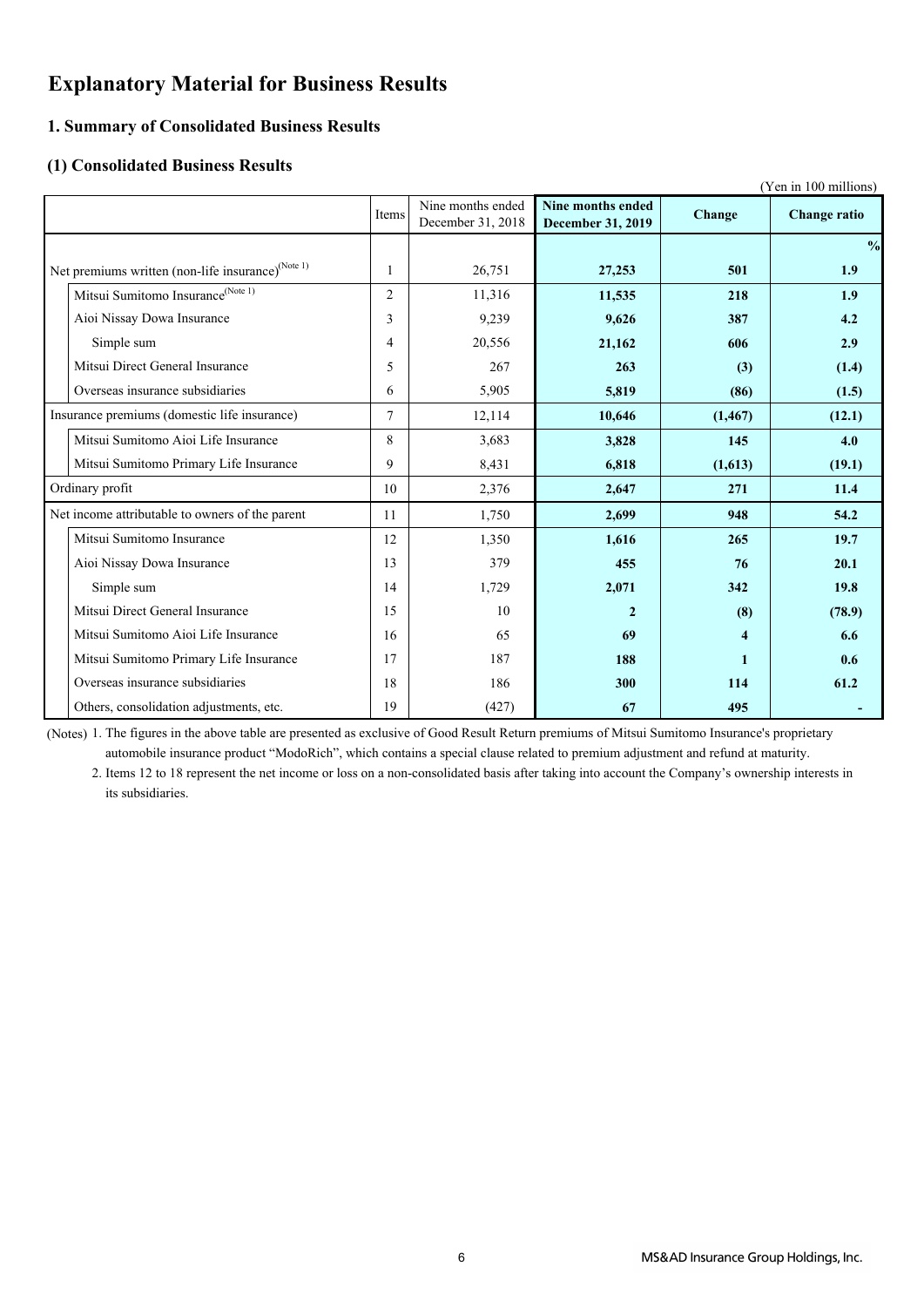# Explanatory Material for Business Results

## 1. Summary of Consolidated Business Results

### (1) Consolidated Business Results

(Yen in 100 millions)

| | Items | Nine months ended December 31, 2018 | **Nine months ended December 31, 2019** | **Change** | **Change ratio** |
|---|---|---|---|---|---|
| | | | | | **%** |
| Net premiums written (non-life insurance)(Note 1) | 1 | 26,751 | **27,253** | **501** | **1.9** |
| Mitsui Sumitomo Insurance(Note 1) | 2 | 11,316 | **11,535** | **218** | **1.9** |
| Aioi Nissay Dowa Insurance | 3 | 9,239 | **9,626** | **387** | **4.2** |
| Simple sum | 4 | 20,556 | **21,162** | **606** | **2.9** |
| Mitsui Direct General Insurance | 5 | 267 | **263** | **(3)** | **(1.4)** |
| Overseas insurance subsidiaries | 6 | 5,905 | **5,819** | **(86)** | **(1.5)** |
| Insurance premiums (domestic life insurance) | 7 | 12,114 | **10,646** | **(1,467)** | **(12.1)** |
| Mitsui Sumitomo Aioi Life Insurance | 8 | 3,683 | **3,828** | **145** | **4.0** |
| Mitsui Sumitomo Primary Life Insurance | 9 | 8,431 | **6,818** | **(1,613)** | **(19.1)** |
| Ordinary profit | 10 | 2,376 | **2,647** | **271** | **11.4** |
| Net income attributable to owners of the parent | 11 | 1,750 | **2,699** | **948** | **54.2** |
| Mitsui Sumitomo Insurance | 12 | 1,350 | **1,616** | **265** | **19.7** |
| Aioi Nissay Dowa Insurance | 13 | 379 | **455** | **76** | **20.1** |
| Simple sum | 14 | 1,729 | **2,071** | **342** | **19.8** |
| Mitsui Direct General Insurance | 15 | 10 | **2** | **(8)** | **(78.9)** |
| Mitsui Sumitomo Aioi Life Insurance | 16 | 65 | **69** | **4** | **6.6** |
| Mitsui Sumitomo Primary Life Insurance | 17 | 187 | **188** | **1** | **0.6** |
| Overseas insurance subsidiaries | 18 | 186 | **300** | **114** | **61.2** |
| Others, consolidation adjustments, etc. | 19 | (427) | **67** | **495** | **-** |

(Notes) 1. The figures in the above table are presented as exclusive of Good Result Return premiums of Mitsui Sumitomo Insurance's proprietary automobile insurance product "ModoRich", which contains a special clause related to premium adjustment and refund at maturity.

2. Items 12 to 18 represent the net income or loss on a non-consolidated basis after taking into account the Company's ownership interests in its subsidiaries.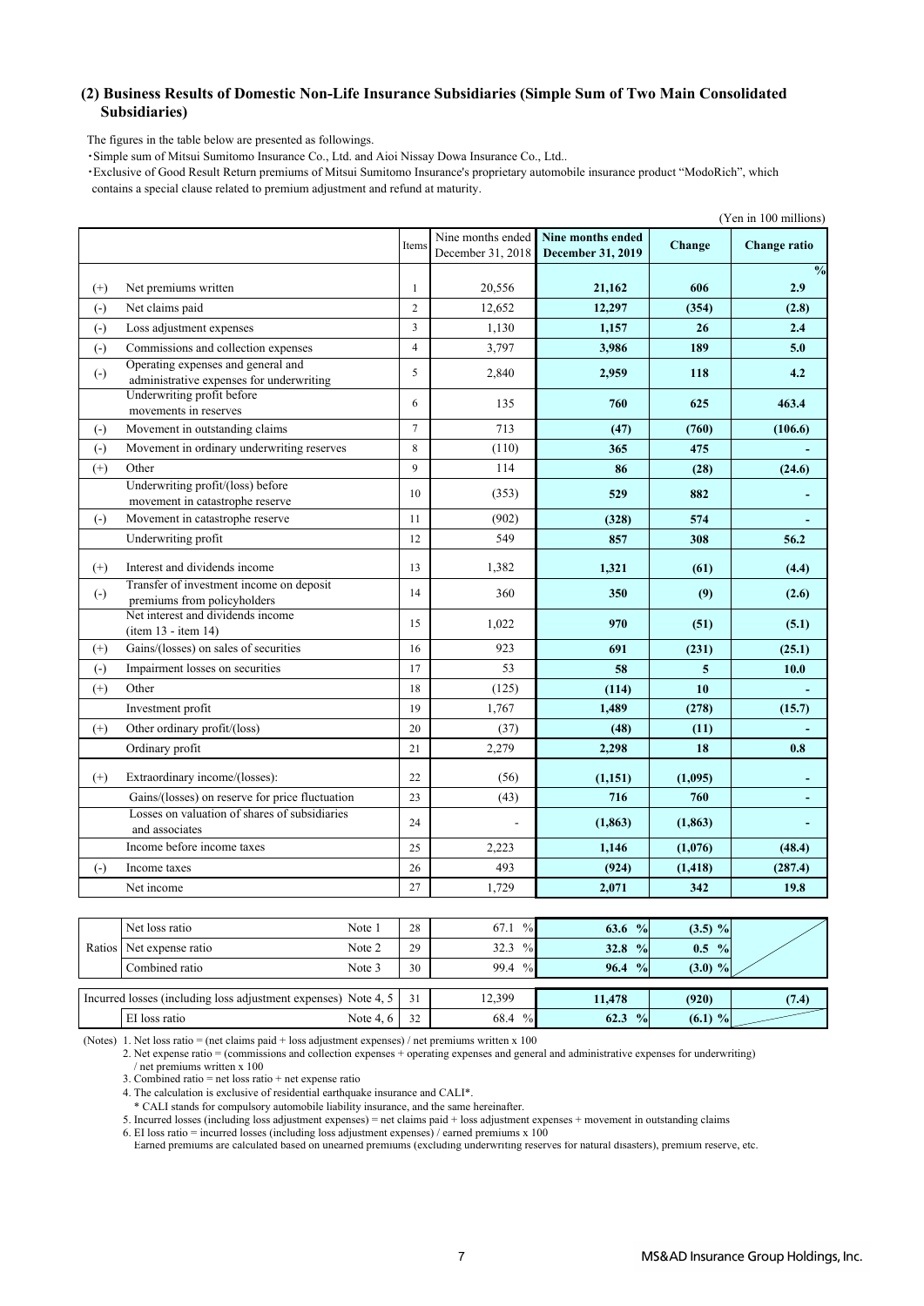### (2) Business Results of Domestic Non-Life Insurance Subsidiaries (Simple Sum of Two Main Consolidated Subsidiaries)

The figures in the table below are presented as followings.

・Simple sum of Mitsui Sumitomo Insurance Co., Ltd. and Aioi Nissay Dowa Insurance Co., Ltd..

・Exclusive of Good Result Return premiums of Mitsui Sumitomo Insurance's proprietary automobile insurance product "ModoRich", which contains a special clause related to premium adjustment and refund at maturity.

(Yen in 100 millions)

| | | Items | Nine months ended December 31, 2018 | Nine months ended December 31, 2019 | Change | Change ratio |
|---|---|---|---|---|---|---|
| | | | | | | % |
| (+) | Net premiums written | 1 | 20,556 | 21,162 | 606 | 2.9 |
| (-) | Net claims paid | 2 | 12,652 | 12,297 | (354) | (2.8) |
| (-) | Loss adjustment expenses | 3 | 1,130 | 1,157 | 26 | 2.4 |
| (-) | Commissions and collection expenses | 4 | 3,797 | 3,986 | 189 | 5.0 |
| (-) | Operating expenses and general and administrative expenses for underwriting | 5 | 2,840 | 2,959 | 118 | 4.2 |
| | Underwriting profit before movements in reserves | 6 | 135 | 760 | 625 | 463.4 |
| (-) | Movement in outstanding claims | 7 | 713 | (47) | (760) | (106.6) |
| (-) | Movement in ordinary underwriting reserves | 8 | (110) | 365 | 475 | - |
| (+) | Other | 9 | 114 | 86 | (28) | (24.6) |
| | Underwriting profit/(loss) before movement in catastrophe reserve | 10 | (353) | 529 | 882 | - |
| (-) | Movement in catastrophe reserve | 11 | (902) | (328) | 574 | - |
| | Underwriting profit | 12 | 549 | 857 | 308 | 56.2 |
| (+) | Interest and dividends income | 13 | 1,382 | 1,321 | (61) | (4.4) |
| (-) | Transfer of investment income on deposit premiums from policyholders | 14 | 360 | 350 | (9) | (2.6) |
| | Net interest and dividends income (item 13 - item 14) | 15 | 1,022 | 970 | (51) | (5.1) |
| (+) | Gains/(losses) on sales of securities | 16 | 923 | 691 | (231) | (25.1) |
| (-) | Impairment losses on securities | 17 | 53 | 58 | 5 | 10.0 |
| (+) | Other | 18 | (125) | (114) | 10 | - |
| | Investment profit | 19 | 1,767 | 1,489 | (278) | (15.7) |
| (+) | Other ordinary profit/(loss) | 20 | (37) | (48) | (11) | - |
| | Ordinary profit | 21 | 2,279 | 2,298 | 18 | 0.8 |
| (+) | Extraordinary income/(losses): | 22 | (56) | (1,151) | (1,095) | - |
| | Gains/(losses) on reserve for price fluctuation | 23 | (43) | 716 | 760 | - |
| | Losses on valuation of shares of subsidiaries and associates | 24 | - | (1,863) | (1,863) | - |
| | Income before income taxes | 25 | 2,223 | 1,146 | (1,076) | (48.4) |
| (-) | Income taxes | 26 | 493 | (924) | (1,418) | (287.4) |
| | Net income | 27 | 1,729 | 2,071 | 342 | 19.8 |

| | | | Items | Nine months ended December 31, 2018 | Nine months ended December 31, 2019 | Change | Change ratio |
|---|---|---|---|---|---|---|---|
| Ratios | Net loss ratio | Note 1 | 28 | 67.1 % | 63.6 % | (3.5) % | |
| | Net expense ratio | Note 2 | 29 | 32.3 % | 32.8 % | 0.5 % | |
| | Combined ratio | Note 3 | 30 | 99.4 % | 96.4 % | (3.0) % | |
| Incurred losses (including loss adjustment expenses) | | Note 4, 5 | 31 | 12,399 | 11,478 | (920) | (7.4) |
| | EI loss ratio | Note 4, 6 | 32 | 68.4 % | 62.3 % | (6.1) % | |

(Notes) 1. Net loss ratio = (net claims paid + loss adjustment expenses) / net premiums written x 100

2. Net expense ratio = (commissions and collection expenses + operating expenses and general and administrative expenses for underwriting) / net premiums written x 100

3. Combined ratio = net loss ratio + net expense ratio

4. The calculation is exclusive of residential earthquake insurance and CALI*.

\* CALI stands for compulsory automobile liability insurance, and the same hereinafter.

5. Incurred losses (including loss adjustment expenses) = net claims paid + loss adjustment expenses + movement in outstanding claims

6. EI loss ratio = incurred losses (including loss adjustment expenses) / earned premiums x 100

Earned premiums are calculated based on unearned premiums (excluding underwriting reserves for natural disasters), premium reserve, etc.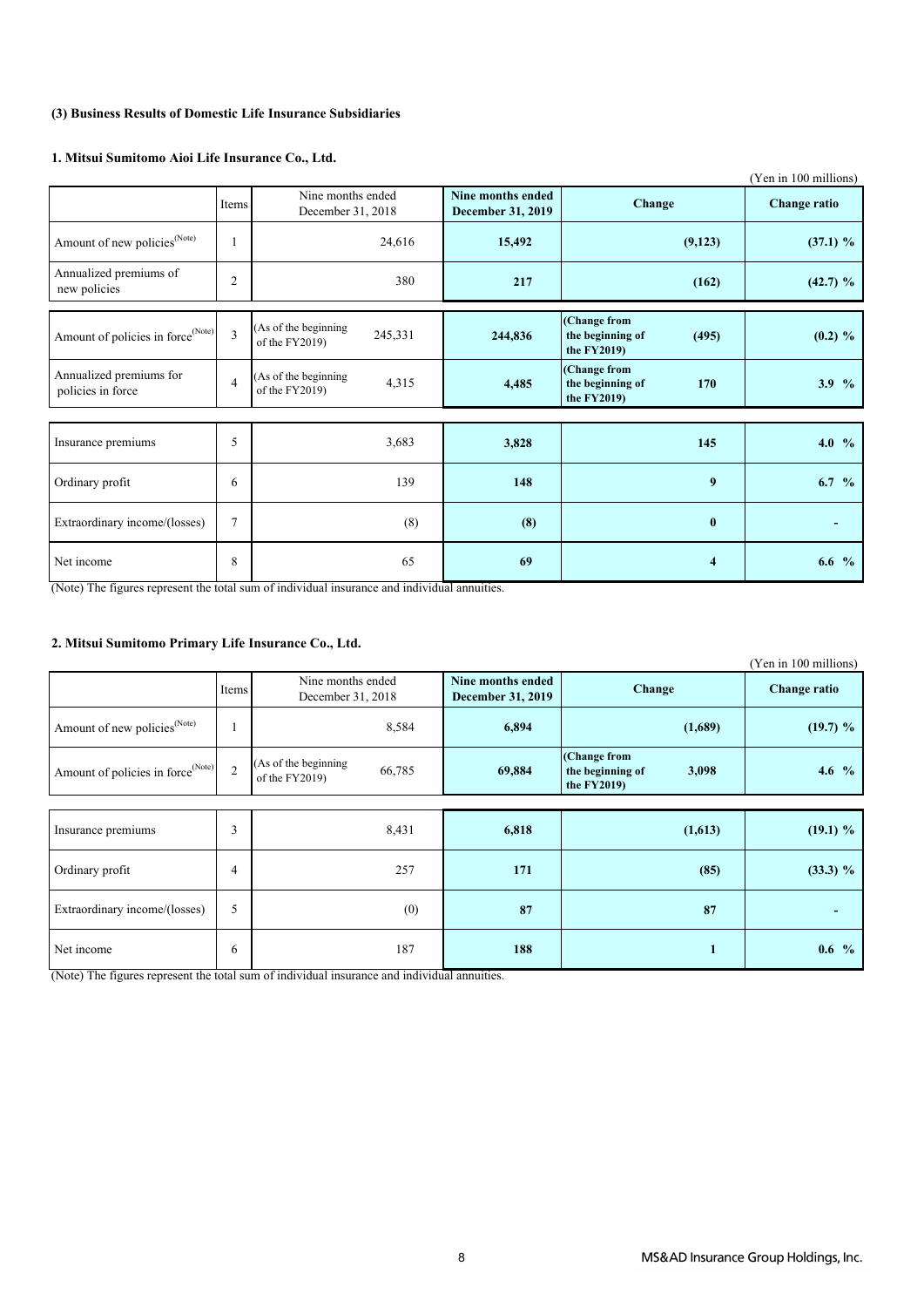### (3) Business Results of Domestic Life Insurance Subsidiaries

#### 1. Mitsui Sumitomo Aioi Life Insurance Co., Ltd.

(Yen in 100 millions)

| | Items | Nine months ended December 31, 2018 | **Nine months ended December 31, 2019** | **Change** | **Change ratio** |
|---|---|---|---|---|---|
| Amount of new policies(Note) | 1 | 24,616 | **15,492** | **(9,123)** | **(37.1) %** |
| Annualized premiums of new policies | 2 | 380 | **217** | **(162)** | **(42.7) %** |
| Amount of policies in force(Note) | 3 | (As of the beginning of the FY2019) 245,331 | **244,836** | **(Change from the beginning of the FY2019) (495)** | **(0.2) %** |
| Annualized premiums for policies in force | 4 | (As of the beginning of the FY2019) 4,315 | **4,485** | **(Change from the beginning of the FY2019) 170** | **3.9 %** |
| Insurance premiums | 5 | 3,683 | **3,828** | **145** | **4.0 %** |
| Ordinary profit | 6 | 139 | **148** | **9** | **6.7 %** |
| Extraordinary income/(losses) | 7 | (8) | **(8)** | **0** | **-** |
| Net income | 8 | 65 | **69** | **4** | **6.6 %** |

(Note) The figures represent the total sum of individual insurance and individual annuities.

#### 2. Mitsui Sumitomo Primary Life Insurance Co., Ltd.

(Yen in 100 millions)

| | Items | Nine months ended December 31, 2018 | **Nine months ended December 31, 2019** | **Change** | **Change ratio** |
|---|---|---|---|---|---|
| Amount of new policies(Note) | 1 | 8,584 | **6,894** | **(1,689)** | **(19.7) %** |
| Amount of policies in force(Note) | 2 | (As of the beginning of the FY2019) 66,785 | **69,884** | **(Change from the beginning of the FY2019) 3,098** | **4.6 %** |
| Insurance premiums | 3 | 8,431 | **6,818** | **(1,613)** | **(19.1) %** |
| Ordinary profit | 4 | 257 | **171** | **(85)** | **(33.3) %** |
| Extraordinary income/(losses) | 5 | (0) | **87** | **87** | **-** |
| Net income | 6 | 187 | **188** | **1** | **0.6 %** |

(Note) The figures represent the total sum of individual insurance and individual annuities.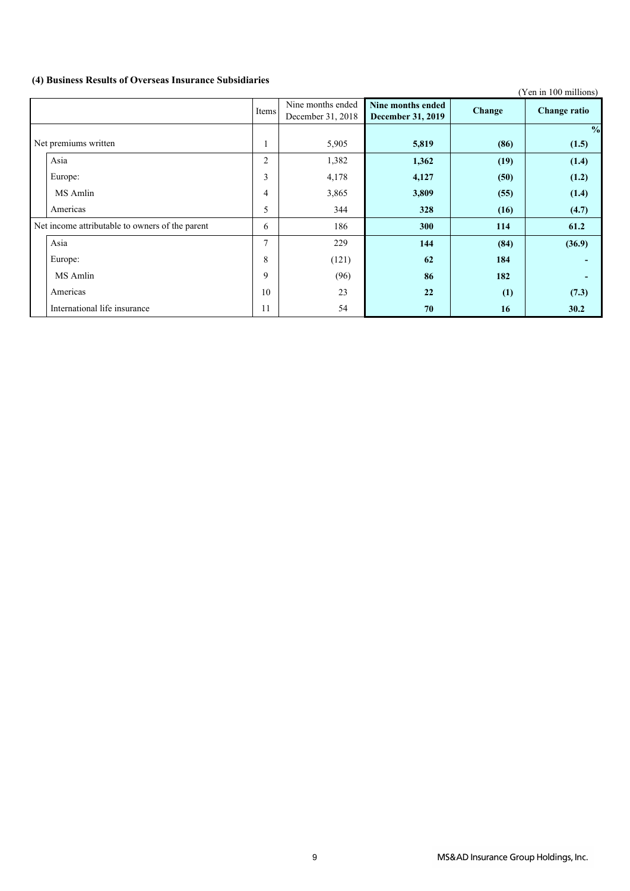### (4) Business Results of Overseas Insurance Subsidiaries

(Yen in 100 millions)

| | Items | Nine months ended December 31, 2018 | **Nine months ended December 31, 2019** | **Change** | **Change ratio** |
|---|---|---|---|---|---|
| | | | | | **%** |
| Net premiums written | 1 | 5,905 | **5,819** | **(86)** | **(1.5)** |
| Asia | 2 | 1,382 | **1,362** | **(19)** | **(1.4)** |
| Europe: | 3 | 4,178 | **4,127** | **(50)** | **(1.2)** |
| MS Amlin | 4 | 3,865 | **3,809** | **(55)** | **(1.4)** |
| Americas | 5 | 344 | **328** | **(16)** | **(4.7)** |
| Net income attributable to owners of the parent | 6 | 186 | **300** | **114** | **61.2** |
| Asia | 7 | 229 | **144** | **(84)** | **(36.9)** |
| Europe: | 8 | (121) | **62** | **184** | **-** |
| MS Amlin | 9 | (96) | **86** | **182** | **-** |
| Americas | 10 | 23 | **22** | **(1)** | **(7.3)** |
| International life insurance | 11 | 54 | **70** | **16** | **30.2** |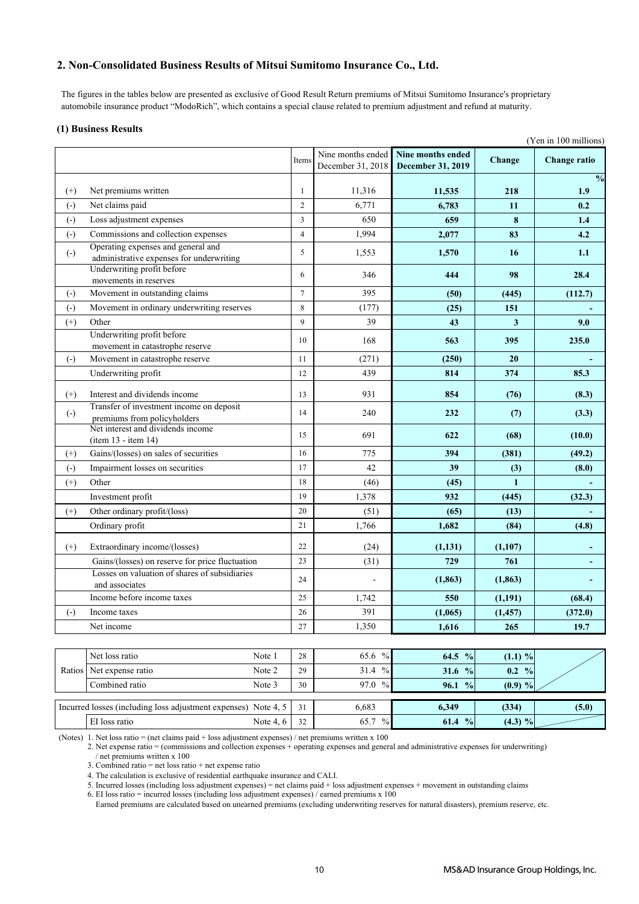## 2. Non-Consolidated Business Results of Mitsui Sumitomo Insurance Co., Ltd.

The figures in the tables below are presented as exclusive of Good Result Return premiums of Mitsui Sumitomo Insurance's proprietary automobile insurance product "ModoRich", which contains a special clause related to premium adjustment and refund at maturity.

### (1) Business Results

(Yen in 100 millions)

| | | Items | Nine months ended December 31, 2018 | Nine months ended December 31, 2019 | Change | Change ratio |
|---|---|---|---|---|---|---|
| | | | | | | % |
| (+) | Net premiums written | 1 | 11,316 | 11,535 | 218 | 1.9 |
| (-) | Net claims paid | 2 | 6,771 | 6,783 | 11 | 0.2 |
| (-) | Loss adjustment expenses | 3 | 650 | 659 | 8 | 1.4 |
| (-) | Commissions and collection expenses | 4 | 1,994 | 2,077 | 83 | 4.2 |
| (-) | Operating expenses and general and administrative expenses for underwriting | 5 | 1,553 | 1,570 | 16 | 1.1 |
| | Underwriting profit before movements in reserves | 6 | 346 | 444 | 98 | 28.4 |
| (-) | Movement in outstanding claims | 7 | 395 | (50) | (445) | (112.7) |
| (-) | Movement in ordinary underwriting reserves | 8 | (177) | (25) | 151 | - |
| (+) | Other | 9 | 39 | 43 | 3 | 9.0 |
| | Underwriting profit before movement in catastrophe reserve | 10 | 168 | 563 | 395 | 235.0 |
| (-) | Movement in catastrophe reserve | 11 | (271) | (250) | 20 | - |
| | Underwriting profit | 12 | 439 | 814 | 374 | 85.3 |
| (+) | Interest and dividends income | 13 | 931 | 854 | (76) | (8.3) |
| (-) | Transfer of investment income on deposit premiums from policyholders | 14 | 240 | 232 | (7) | (3.3) |
| | Net interest and dividends income (item 13 - item 14) | 15 | 691 | 622 | (68) | (10.0) |
| (+) | Gains/(losses) on sales of securities | 16 | 775 | 394 | (381) | (49.2) |
| (-) | Impairment losses on securities | 17 | 42 | 39 | (3) | (8.0) |
| (+) | Other | 18 | (46) | (45) | 1 | - |
| | Investment profit | 19 | 1,378 | 932 | (445) | (32.3) |
| (+) | Other ordinary profit/(loss) | 20 | (51) | (65) | (13) | - |
| | Ordinary profit | 21 | 1,766 | 1,682 | (84) | (4.8) |
| (+) | Extraordinary income/(losses) | 22 | (24) | (1,131) | (1,107) | - |
| | Gains/(losses) on reserve for price fluctuation | 23 | (31) | 729 | 761 | - |
| | Losses on valuation of shares of subsidiaries and associates | 24 | - | (1,863) | (1,863) | - |
| | Income before income taxes | 25 | 1,742 | 550 | (1,191) | (68.4) |
| (-) | Income taxes | 26 | 391 | (1,065) | (1,457) | (372.0) |
| | Net income | 27 | 1,350 | 1,616 | 265 | 19.7 |

| | | | Items | Nine months ended December 31, 2018 | Nine months ended December 31, 2019 | Change | Change ratio |
|---|---|---|---|---|---|---|---|
| Ratios | Net loss ratio | Note 1 | 28 | 65.6 % | 64.5 % | (1.1) % | |
| | Net expense ratio | Note 2 | 29 | 31.4 % | 31.6 % | 0.2 % | |
| | Combined ratio | Note 3 | 30 | 97.0 % | 96.1 % | (0.9) % | |
| Incurred losses (including loss adjustment expenses) | | Note 4, 5 | 31 | 6,683 | 6,349 | (334) | (5.0) |
| | EI loss ratio | Note 4, 6 | 32 | 65.7 % | 61.4 % | (4.3) % | |

(Notes) 1. Net loss ratio = (net claims paid + loss adjustment expenses) / net premiums written x 100

2. Net expense ratio = (commissions and collection expenses + operating expenses and general and administrative expenses for underwriting) / net premiums written x 100

3. Combined ratio = net loss ratio + net expense ratio

4. The calculation is exclusive of residential earthquake insurance and CALI.

5. Incurred losses (including loss adjustment expenses) = net claims paid + loss adjustment expenses + movement in outstanding claims

6. EI loss ratio = incurred losses (including loss adjustment expenses) / earned premiums x 100

Earned premiums are calculated based on unearned premiums (excluding underwriting reserves for natural disasters), premium reserve, etc.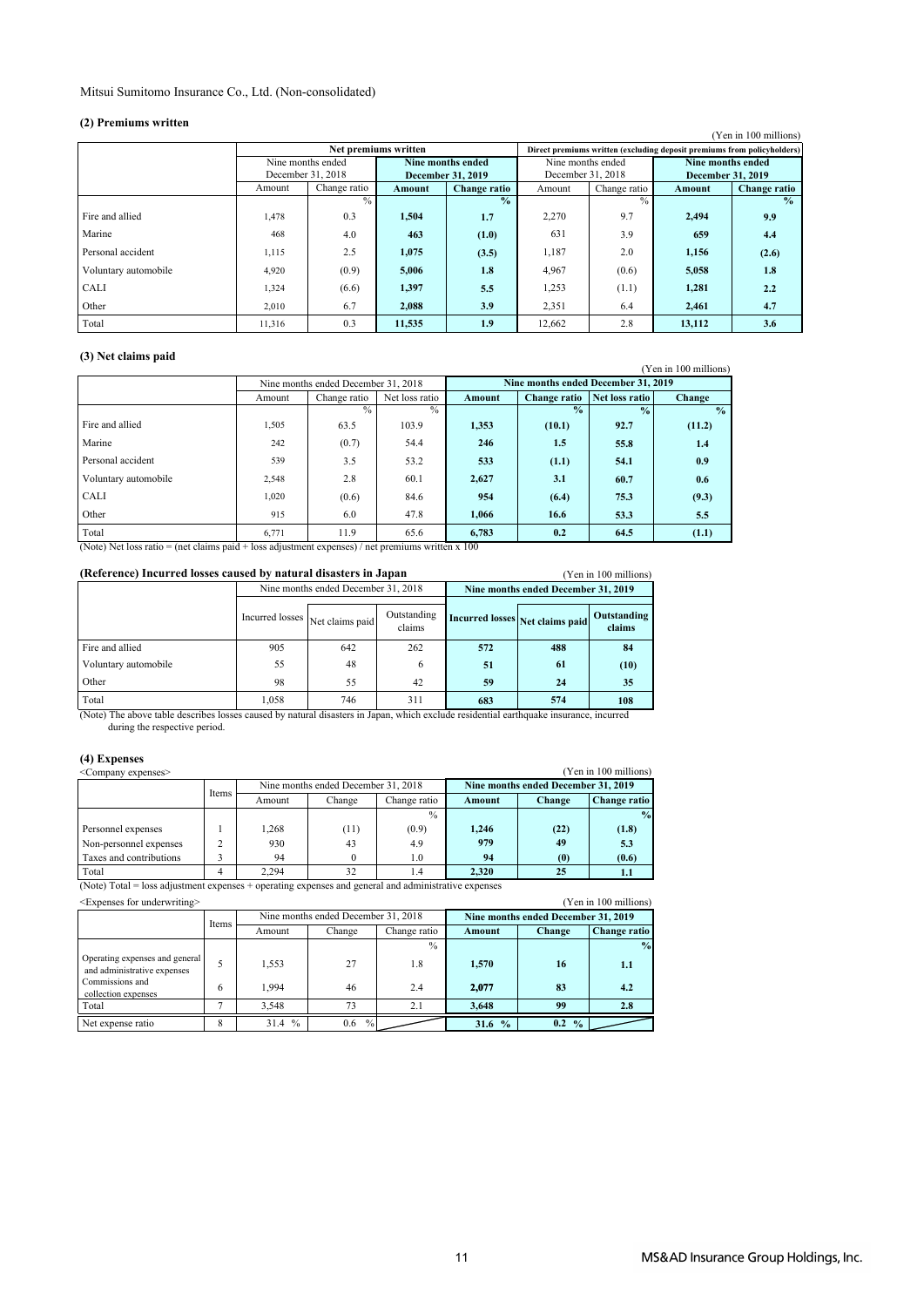Mitsui Sumitomo Insurance Co., Ltd. (Non-consolidated)

### (2) Premiums written

(Yen in 100 millions)

| | Net premiums written | | | | Direct premiums written (excluding deposit premiums from policyholders) | | | |
|---|---|---|---|---|---|---|---|---|
| | Nine months ended December 31, 2018 | | **Nine months ended December 31, 2019** | | Nine months ended December 31, 2018 | | **Nine months ended December 31, 2019** | |
| | Amount | Change ratio | **Amount** | **Change ratio** | Amount | Change ratio | **Amount** | **Change ratio** |
| | | % | | **%** | | % | | **%** |
| Fire and allied | 1,478 | 0.3 | **1,504** | **1.7** | 2,270 | 9.7 | **2,494** | **9.9** |
| Marine | 468 | 4.0 | **463** | **(1.0)** | 631 | 3.9 | **659** | **4.4** |
| Personal accident | 1,115 | 2.5 | **1,075** | **(3.5)** | 1,187 | 2.0 | **1,156** | **(2.6)** |
| Voluntary automobile | 4,920 | (0.9) | **5,006** | **1.8** | 4,967 | (0.6) | **5,058** | **1.8** |
| CALI | 1,324 | (6.6) | **1,397** | **5.5** | 1,253 | (1.1) | **1,281** | **2.2** |
| Other | 2,010 | 6.7 | **2,088** | **3.9** | 2,351 | 6.4 | **2,461** | **4.7** |
| Total | 11,316 | 0.3 | **11,535** | **1.9** | 12,662 | 2.8 | **13,112** | **3.6** |

### (3) Net claims paid

(Yen in 100 millions)

| | Nine months ended December 31, 2018 | | | **Nine months ended December 31, 2019** | | | |
|---|---|---|---|---|---|---|---|
| | Amount | Change ratio | Net loss ratio | **Amount** | **Change ratio** | **Net loss ratio** | **Change** |
| | | % | % | | **%** | **%** | **%** |
| Fire and allied | 1,505 | 63.5 | 103.9 | **1,353** | **(10.1)** | **92.7** | **(11.2)** |
| Marine | 242 | (0.7) | 54.4 | **246** | **1.5** | **55.8** | **1.4** |
| Personal accident | 539 | 3.5 | 53.2 | **533** | **(1.1)** | **54.1** | **0.9** |
| Voluntary automobile | 2,548 | 2.8 | 60.1 | **2,627** | **3.1** | **60.7** | **0.6** |
| CALI | 1,020 | (0.6) | 84.6 | **954** | **(6.4)** | **75.3** | **(9.3)** |
| Other | 915 | 6.0 | 47.8 | **1,066** | **16.6** | **53.3** | **5.5** |
| Total | 6,771 | 11.9 | 65.6 | **6,783** | **0.2** | **64.5** | **(1.1)** |

(Note) Net loss ratio = (net claims paid + loss adjustment expenses) / net premiums written x 100

### (Reference) Incurred losses caused by natural disasters in Japan

(Yen in 100 millions)

| | Nine months ended December 31, 2018 | | | **Nine months ended December 31, 2019** | | |
|---|---|---|---|---|---|---|
| | Incurred losses | Net claims paid | Outstanding claims | **Incurred losses** | **Net claims paid** | **Outstanding claims** |
| Fire and allied | 905 | 642 | 262 | **572** | **488** | **84** |
| Voluntary automobile | 55 | 48 | 6 | **51** | **61** | **(10)** |
| Other | 98 | 55 | 42 | **59** | **24** | **35** |
| Total | 1,058 | 746 | 311 | **683** | **574** | **108** |

(Note) The above table describes losses caused by natural disasters in Japan, which exclude residential earthquake insurance, incurred during the respective period.

### (4) Expenses

<Company expenses>

(Yen in 100 millions)

| | Items | Nine months ended December 31, 2018 | | | **Nine months ended December 31, 2019** | | |
|---|---|---|---|---|---|---|---|
| | | Amount | Change | Change ratio | **Amount** | **Change** | **Change ratio** |
| | | | | % | | | **%** |
| Personnel expenses | 1 | 1,268 | (11) | (0.9) | **1,246** | **(22)** | **(1.8)** |
| Non-personnel expenses | 2 | 930 | 43 | 4.9 | **979** | **49** | **5.3** |
| Taxes and contributions | 3 | 94 | 0 | 1.0 | **94** | **(0)** | **(0.6)** |
| Total | 4 | 2,294 | 32 | 1.4 | **2,320** | **25** | **1.1** |

(Note) Total = loss adjustment expenses + operating expenses and general and administrative expenses

<Expenses for underwriting>

(Yen in 100 millions)

| | Items | Nine months ended December 31, 2018 | | | **Nine months ended December 31, 2019** | | |
|---|---|---|---|---|---|---|---|
| | | Amount | Change | Change ratio | **Amount** | **Change** | **Change ratio** |
| | | | | % | | | **%** |
| Operating expenses and general and administrative expenses | 5 | 1,553 | 27 | 1.8 | **1,570** | **16** | **1.1** |
| Commissions and collection expenses | 6 | 1,994 | 46 | 2.4 | **2,077** | **83** | **4.2** |
| Total | 7 | 3,548 | 73 | 2.1 | **3,648** | **99** | **2.8** |
| Net expense ratio | 8 | 31.4 % | 0.6 % | | **31.6 %** | **0.2 %** | |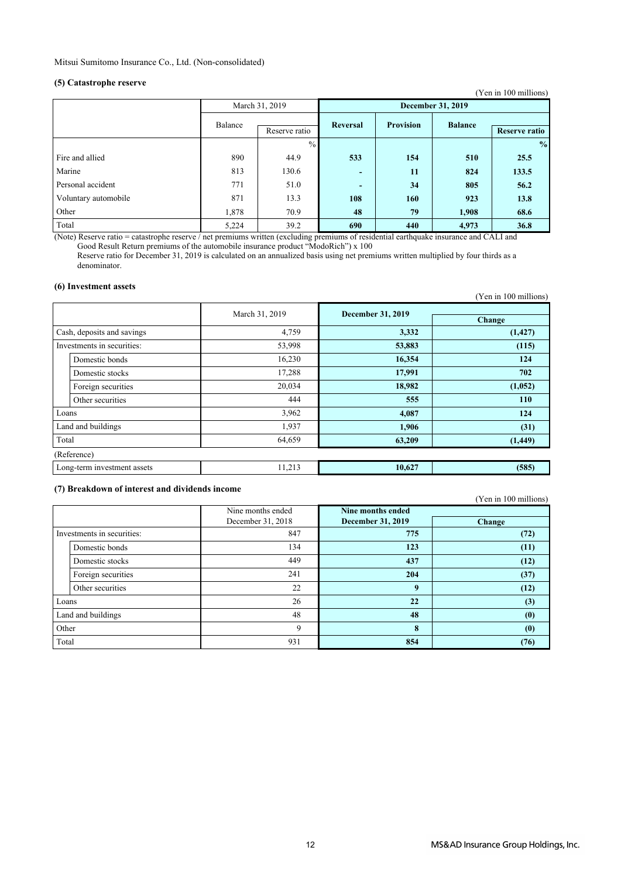Mitsui Sumitomo Insurance Co., Ltd. (Non-consolidated)

### (5) Catastrophe reserve

(Yen in 100 millions)

| | March 31, 2019 | | December 31, 2019 | | | |
|---|---|---|---|---|---|---|
| | Balance | Reserve ratio | Reversal | Provision | Balance | Reserve ratio |
| | | % | | | | % |
| Fire and allied | 890 | 44.9 | 533 | 154 | 510 | 25.5 |
| Marine | 813 | 130.6 | - | 11 | 824 | 133.5 |
| Personal accident | 771 | 51.0 | - | 34 | 805 | 56.2 |
| Voluntary automobile | 871 | 13.3 | 108 | 160 | 923 | 13.8 |
| Other | 1,878 | 70.9 | 48 | 79 | 1,908 | 68.6 |
| Total | 5,224 | 39.2 | 690 | 440 | 4,973 | 36.8 |

(Note) Reserve ratio = catastrophe reserve / net premiums written (excluding premiums of residential earthquake insurance and CALI and Good Result Return premiums of the automobile insurance product "ModoRich") x 100

Reserve ratio for December 31, 2019 is calculated on an annualized basis using net premiums written multiplied by four thirds as a denominator.

### (6) Investment assets

(Yen in 100 millions)

| | March 31, 2019 | December 31, 2019 | Change |
|---|---|---|---|
| Cash, deposits and savings | 4,759 | 3,332 | (1,427) |
| Investments in securities: | 53,998 | 53,883 | (115) |
| Domestic bonds | 16,230 | 16,354 | 124 |
| Domestic stocks | 17,288 | 17,991 | 702 |
| Foreign securities | 20,034 | 18,982 | (1,052) |
| Other securities | 444 | 555 | 110 |
| Loans | 3,962 | 4,087 | 124 |
| Land and buildings | 1,937 | 1,906 | (31) |
| Total | 64,659 | 63,209 | (1,449) |
| (Reference) | | | |
| Long-term investment assets | 11,213 | 10,627 | (585) |

### (7) Breakdown of interest and dividends income

(Yen in 100 millions)

| | Nine months ended December 31, 2018 | Nine months ended December 31, 2019 | Change |
|---|---|---|---|
| Investments in securities: | 847 | 775 | (72) |
| Domestic bonds | 134 | 123 | (11) |
| Domestic stocks | 449 | 437 | (12) |
| Foreign securities | 241 | 204 | (37) |
| Other securities | 22 | 9 | (12) |
| Loans | 26 | 22 | (3) |
| Land and buildings | 48 | 48 | (0) |
| Other | 9 | 8 | (0) |
| Total | 931 | 854 | (76) |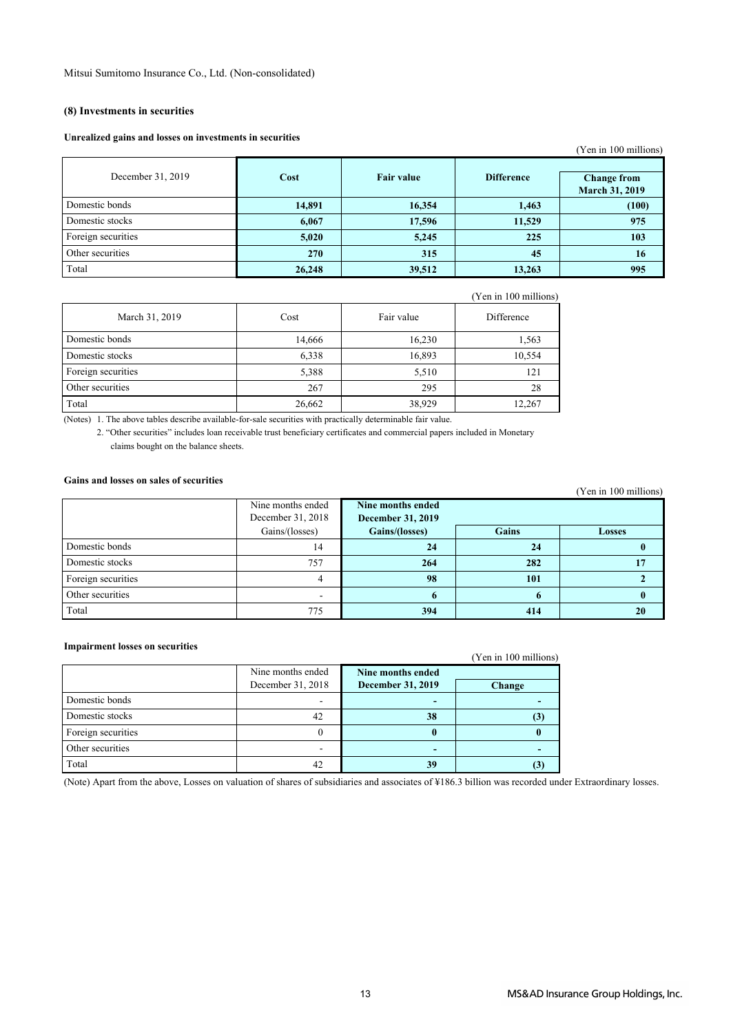Mitsui Sumitomo Insurance Co., Ltd. (Non-consolidated)

### (8) Investments in securities

#### Unrealized gains and losses on investments in securities

(Yen in 100 millions)

| December 31, 2019 | Cost | Fair value | Difference | Change from March 31, 2019 |
|---|---|---|---|---|
| Domestic bonds | **14,891** | **16,354** | **1,463** | **(100)** |
| Domestic stocks | **6,067** | **17,596** | **11,529** | **975** |
| Foreign securities | **5,020** | **5,245** | **225** | **103** |
| Other securities | **270** | **315** | **45** | **16** |
| Total | **26,248** | **39,512** | **13,263** | **995** |

(Yen in 100 millions)

| March 31, 2019 | Cost | Fair value | Difference |
|---|---|---|---|
| Domestic bonds | 14,666 | 16,230 | 1,563 |
| Domestic stocks | 6,338 | 16,893 | 10,554 |
| Foreign securities | 5,388 | 5,510 | 121 |
| Other securities | 267 | 295 | 28 |
| Total | 26,662 | 38,929 | 12,267 |

(Notes) 1. The above tables describe available-for-sale securities with practically determinable fair value.
2. "Other securities" includes loan receivable trust beneficiary certificates and commercial papers included in Monetary claims bought on the balance sheets.

#### Gains and losses on sales of securities

(Yen in 100 millions)

| | Nine months ended December 31, 2018 | Nine months ended December 31, 2019 | | |
|---|---|---|---|---|
| | Gains/(losses) | Gains/(losses) | Gains | Losses |
| Domestic bonds | 14 | **24** | **24** | **0** |
| Domestic stocks | 757 | **264** | **282** | **17** |
| Foreign securities | 4 | **98** | **101** | **2** |
| Other securities | - | **6** | **6** | **0** |
| Total | 775 | **394** | **414** | **20** |

#### Impairment losses on securities

(Yen in 100 millions)

| | Nine months ended December 31, 2018 | Nine months ended December 31, 2019 | Change |
|---|---|---|---|
| Domestic bonds | - | **-** | **-** |
| Domestic stocks | 42 | **38** | **(3)** |
| Foreign securities | 0 | **0** | **0** |
| Other securities | - | **-** | **-** |
| Total | 42 | **39** | **(3)** |

(Note) Apart from the above, Losses on valuation of shares of subsidiaries and associates of ¥186.3 billion was recorded under Extraordinary losses.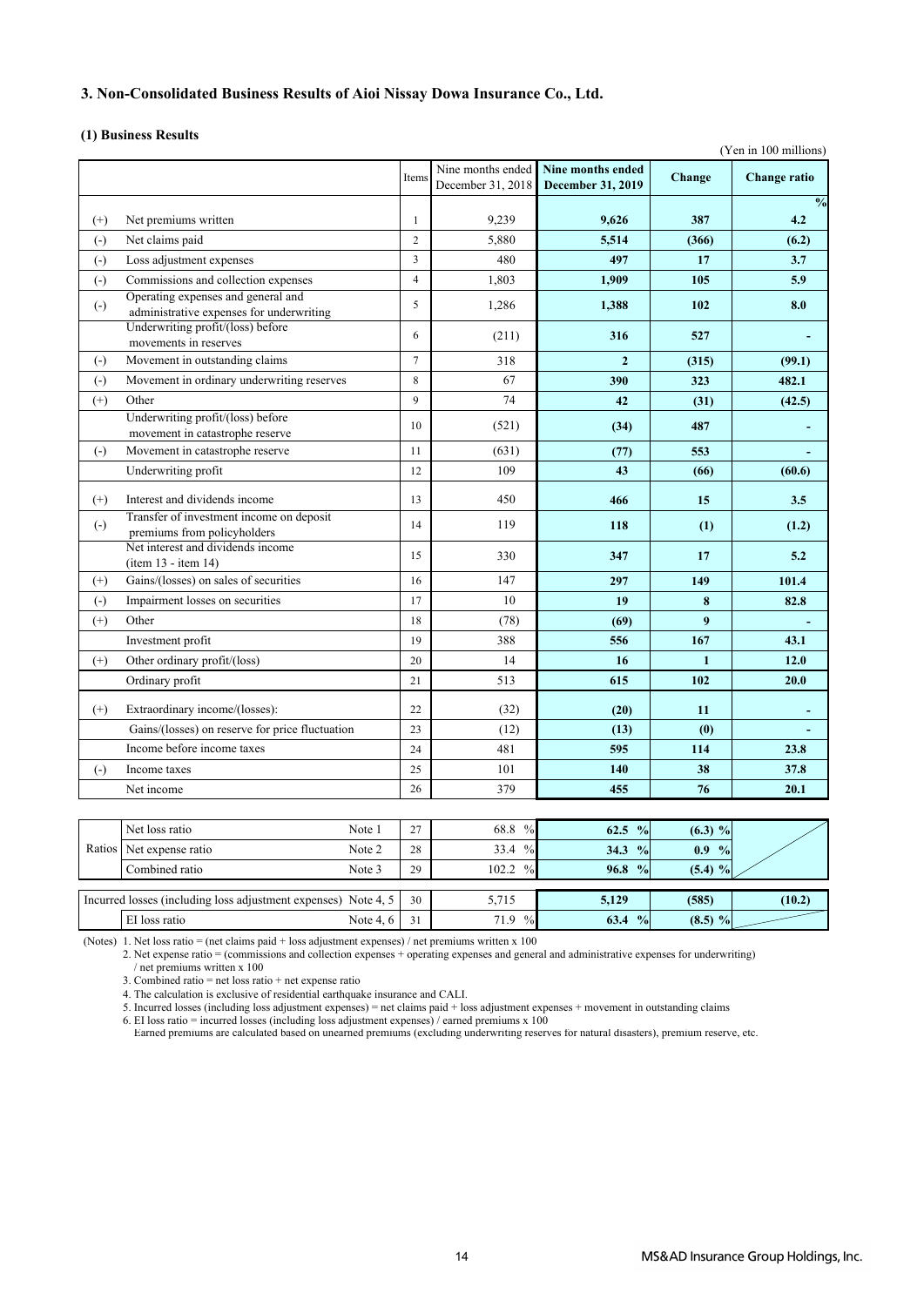## 3. Non-Consolidated Business Results of Aioi Nissay Dowa Insurance Co., Ltd.

### (1) Business Results

(Yen in 100 millions)

| | | Items | Nine months ended December 31, 2018 | Nine months ended December 31, 2019 | Change | Change ratio |
|---|---|---|---|---|---|---|
| | | | | | | % |
| (+) | Net premiums written | 1 | 9,239 | 9,626 | 387 | 4.2 |
| (-) | Net claims paid | 2 | 5,880 | 5,514 | (366) | (6.2) |
| (-) | Loss adjustment expenses | 3 | 480 | 497 | 17 | 3.7 |
| (-) | Commissions and collection expenses | 4 | 1,803 | 1,909 | 105 | 5.9 |
| (-) | Operating expenses and general and administrative expenses for underwriting | 5 | 1,286 | 1,388 | 102 | 8.0 |
| | Underwriting profit/(loss) before movements in reserves | 6 | (211) | 316 | 527 | - |
| (-) | Movement in outstanding claims | 7 | 318 | 2 | (315) | (99.1) |
| (-) | Movement in ordinary underwriting reserves | 8 | 67 | 390 | 323 | 482.1 |
| (+) | Other | 9 | 74 | 42 | (31) | (42.5) |
| | Underwriting profit/(loss) before movement in catastrophe reserve | 10 | (521) | (34) | 487 | - |
| (-) | Movement in catastrophe reserve | 11 | (631) | (77) | 553 | - |
| | Underwriting profit | 12 | 109 | 43 | (66) | (60.6) |
| (+) | Interest and dividends income | 13 | 450 | 466 | 15 | 3.5 |
| (-) | Transfer of investment income on deposit premiums from policyholders | 14 | 119 | 118 | (1) | (1.2) |
| | Net interest and dividends income (item 13 - item 14) | 15 | 330 | 347 | 17 | 5.2 |
| (+) | Gains/(losses) on sales of securities | 16 | 147 | 297 | 149 | 101.4 |
| (-) | Impairment losses on securities | 17 | 10 | 19 | 8 | 82.8 |
| (+) | Other | 18 | (78) | (69) | 9 | - |
| | Investment profit | 19 | 388 | 556 | 167 | 43.1 |
| (+) | Other ordinary profit/(loss) | 20 | 14 | 16 | 1 | 12.0 |
| | Ordinary profit | 21 | 513 | 615 | 102 | 20.0 |
| (+) | Extraordinary income/(losses): | 22 | (32) | (20) | 11 | - |
| | Gains/(losses) on reserve for price fluctuation | 23 | (12) | (13) | (0) | - |
| | Income before income taxes | 24 | 481 | 595 | 114 | 23.8 |
| (-) | Income taxes | 25 | 101 | 140 | 38 | 37.8 |
| | Net income | 26 | 379 | 455 | 76 | 20.1 |

| | | | Items | Nine months ended December 31, 2018 | Nine months ended December 31, 2019 | Change | Change ratio |
|---|---|---|---|---|---|---|---|
| Ratios | Net loss ratio | Note 1 | 27 | 68.8 % | 62.5 % | (6.3) % | |
| | Net expense ratio | Note 2 | 28 | 33.4 % | 34.3 % | 0.9 % | |
| | Combined ratio | Note 3 | 29 | 102.2 % | 96.8 % | (5.4) % | |
| Incurred losses (including loss adjustment expenses) | | Note 4, 5 | 30 | 5,715 | 5,129 | (585) | (10.2) |
| | EI loss ratio | Note 4, 6 | 31 | 71.9 % | 63.4 % | (8.5) % | |

(Notes) 1. Net loss ratio = (net claims paid + loss adjustment expenses) / net premiums written x 100

2. Net expense ratio = (commissions and collection expenses + operating expenses and general and administrative expenses for underwriting) / net premiums written x 100

3. Combined ratio = net loss ratio + net expense ratio

4. The calculation is exclusive of residential earthquake insurance and CALI.

5. Incurred losses (including loss adjustment expenses) = net claims paid + loss adjustment expenses + movement in outstanding claims

6. EI loss ratio = incurred losses (including loss adjustment expenses) / earned premiums x 100

Earned premiums are calculated based on unearned premiums (excluding underwriting reserves for natural disasters), premium reserve, etc.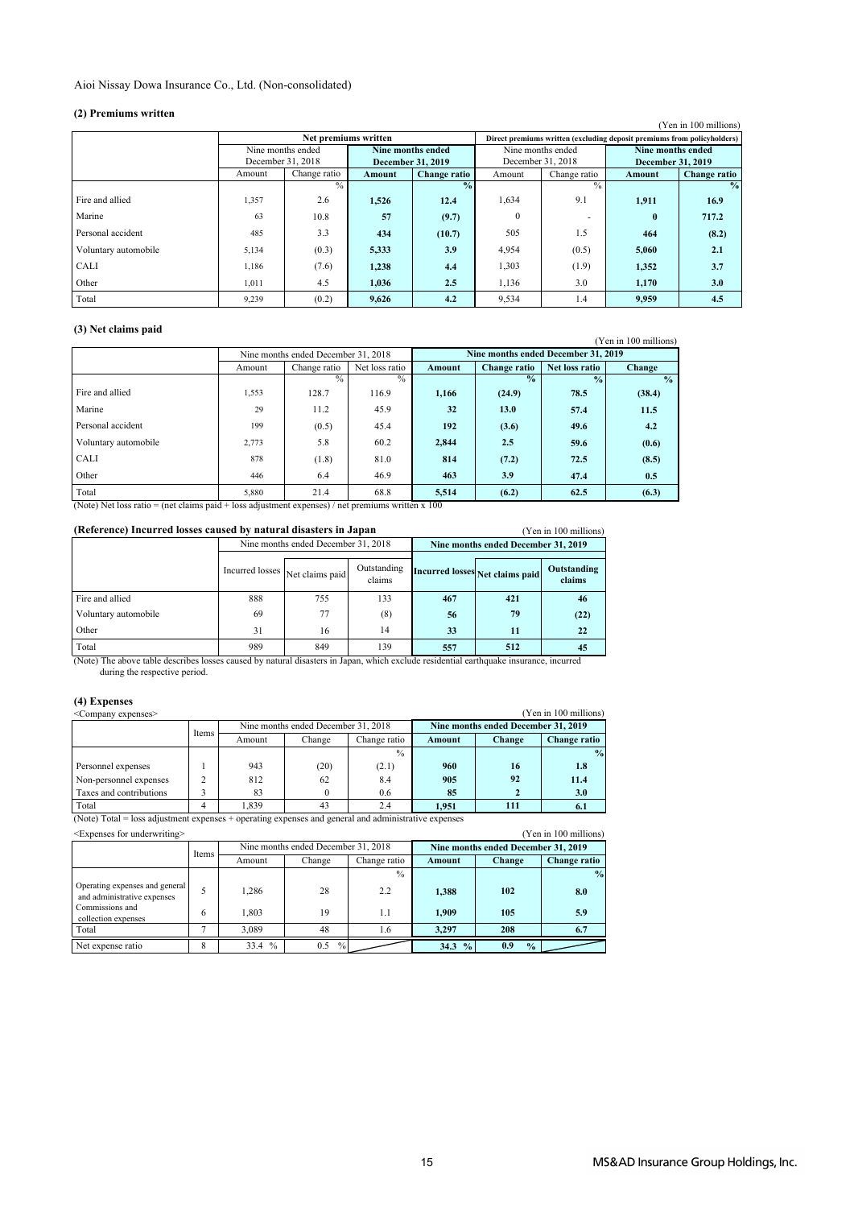Aioi Nissay Dowa Insurance Co., Ltd. (Non-consolidated)

### (2) Premiums written

(Yen in 100 millions)

| | Net premiums written | | | | Direct premiums written (excluding deposit premiums from policyholders) | | | |
|---|---|---|---|---|---|---|---|---|
| | Nine months ended December 31, 2018 | | **Nine months ended December 31, 2019** | | Nine months ended December 31, 2018 | | **Nine months ended December 31, 2019** | |
| | Amount | Change ratio | **Amount** | **Change ratio** | Amount | Change ratio | **Amount** | **Change ratio** |
| | | % | | **%** | | % | | **%** |
| Fire and allied | 1,357 | 2.6 | **1,526** | **12.4** | 1,634 | 9.1 | **1,911** | **16.9** |
| Marine | 63 | 10.8 | **57** | **(9.7)** | 0 | - | **0** | **717.2** |
| Personal accident | 485 | 3.3 | **434** | **(10.7)** | 505 | 1.5 | **464** | **(8.2)** |
| Voluntary automobile | 5,134 | (0.3) | **5,333** | **3.9** | 4,954 | (0.5) | **5,060** | **2.1** |
| CALI | 1,186 | (7.6) | **1,238** | **4.4** | 1,303 | (1.9) | **1,352** | **3.7** |
| Other | 1,011 | 4.5 | **1,036** | **2.5** | 1,136 | 3.0 | **1,170** | **3.0** |
| Total | 9,239 | (0.2) | **9,626** | **4.2** | 9,534 | 1.4 | **9,959** | **4.5** |

### (3) Net claims paid

(Yen in 100 millions)

| | Nine months ended December 31, 2018 | | | **Nine months ended December 31, 2019** | | | |
|---|---|---|---|---|---|---|---|
| | Amount | Change ratio | Net loss ratio | **Amount** | **Change ratio** | **Net loss ratio** | **Change** |
| | | % | % | | **%** | **%** | **%** |
| Fire and allied | 1,553 | 128.7 | 116.9 | **1,166** | **(24.9)** | **78.5** | **(38.4)** |
| Marine | 29 | 11.2 | 45.9 | **32** | **13.0** | **57.4** | **11.5** |
| Personal accident | 199 | (0.5) | 45.4 | **192** | **(3.6)** | **49.6** | **4.2** |
| Voluntary automobile | 2,773 | 5.8 | 60.2 | **2,844** | **2.5** | **59.6** | **(0.6)** |
| CALI | 878 | (1.8) | 81.0 | **814** | **(7.2)** | **72.5** | **(8.5)** |
| Other | 446 | 6.4 | 46.9 | **463** | **3.9** | **47.4** | **0.5** |
| Total | 5,880 | 21.4 | 68.8 | **5,514** | **(6.2)** | **62.5** | **(6.3)** |

(Note) Net loss ratio = (net claims paid + loss adjustment expenses) / net premiums written x 100

### (Reference) Incurred losses caused by natural disasters in Japan

(Yen in 100 millions)

| | Nine months ended December 31, 2018 | | | **Nine months ended December 31, 2019** | | |
|---|---|---|---|---|---|---|
| | Incurred losses | Net claims paid | Outstanding claims | **Incurred losses** | **Net claims paid** | **Outstanding claims** |
| Fire and allied | 888 | 755 | 133 | **467** | **421** | **46** |
| Voluntary automobile | 69 | 77 | (8) | **56** | **79** | **(22)** |
| Other | 31 | 16 | 14 | **33** | **11** | **22** |
| Total | 989 | 849 | 139 | **557** | **512** | **45** |

(Note) The above table describes losses caused by natural disasters in Japan, which exclude residential earthquake insurance, incurred during the respective period.

### (4) Expenses

<Company expenses>

(Yen in 100 millions)

| | Items | Nine months ended December 31, 2018 | | | **Nine months ended December 31, 2019** | | |
|---|---|---|---|---|---|---|---|
| | | Amount | Change | Change ratio | **Amount** | **Change** | **Change ratio** |
| | | | | % | | | **%** |
| Personnel expenses | 1 | 943 | (20) | (2.1) | **960** | **16** | **1.8** |
| Non-personnel expenses | 2 | 812 | 62 | 8.4 | **905** | **92** | **11.4** |
| Taxes and contributions | 3 | 83 | 0 | 0.6 | **85** | **2** | **3.0** |
| Total | 4 | 1,839 | 43 | 2.4 | **1,951** | **111** | **6.1** |

(Note) Total = loss adjustment expenses + operating expenses and general and administrative expenses

<Expenses for underwriting>

(Yen in 100 millions)

| | Items | Nine months ended December 31, 2018 | | | **Nine months ended December 31, 2019** | | |
|---|---|---|---|---|---|---|---|
| | | Amount | Change | Change ratio | **Amount** | **Change** | **Change ratio** |
| | | | | % | | | **%** |
| Operating expenses and general and administrative expenses | 5 | 1,286 | 28 | 2.2 | **1,388** | **102** | **8.0** |
| Commissions and collection expenses | 6 | 1,803 | 19 | 1.1 | **1,909** | **105** | **5.9** |
| Total | 7 | 3,089 | 48 | 1.6 | **3,297** | **208** | **6.7** |
| Net expense ratio | 8 | 33.4 % | 0.5 % | | **34.3 %** | **0.9 %** | |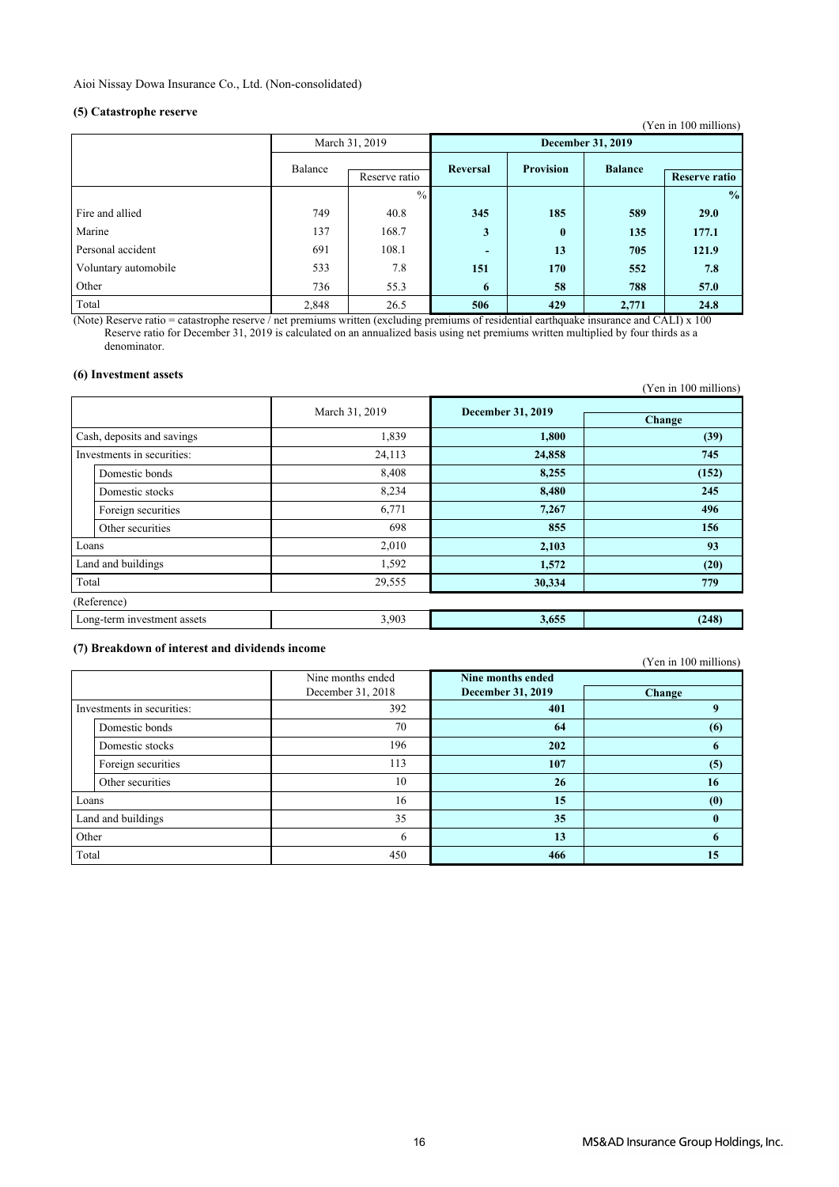Aioi Nissay Dowa Insurance Co., Ltd. (Non-consolidated)

### (5) Catastrophe reserve

(Yen in 100 millions)

| | March 31, 2019 | | December 31, 2019 | | | |
|---|---|---|---|---|---|---|
| | Balance | Reserve ratio | Reversal | Provision | Balance | Reserve ratio |
| | | % | | | | % |
| Fire and allied | 749 | 40.8 | 345 | 185 | 589 | 29.0 |
| Marine | 137 | 168.7 | 3 | 0 | 135 | 177.1 |
| Personal accident | 691 | 108.1 | - | 13 | 705 | 121.9 |
| Voluntary automobile | 533 | 7.8 | 151 | 170 | 552 | 7.8 |
| Other | 736 | 55.3 | 6 | 58 | 788 | 57.0 |
| Total | 2,848 | 26.5 | 506 | 429 | 2,771 | 24.8 |

(Note) Reserve ratio = catastrophe reserve / net premiums written (excluding premiums of residential earthquake insurance and CALI) x 100
Reserve ratio for December 31, 2019 is calculated on an annualized basis using net premiums written multiplied by four thirds as a denominator.

### (6) Investment assets

(Yen in 100 millions)

| | March 31, 2019 | December 31, 2019 | Change |
|---|---|---|---|
| Cash, deposits and savings | 1,839 | 1,800 | (39) |
| Investments in securities: | 24,113 | 24,858 | 745 |
| Domestic bonds | 8,408 | 8,255 | (152) |
| Domestic stocks | 8,234 | 8,480 | 245 |
| Foreign securities | 6,771 | 7,267 | 496 |
| Other securities | 698 | 855 | 156 |
| Loans | 2,010 | 2,103 | 93 |
| Land and buildings | 1,592 | 1,572 | (20) |
| Total | 29,555 | 30,334 | 779 |
| (Reference) | | | |
| Long-term investment assets | 3,903 | 3,655 | (248) |

### (7) Breakdown of interest and dividends income

(Yen in 100 millions)

| | Nine months ended December 31, 2018 | Nine months ended December 31, 2019 | Change |
|---|---|---|---|
| Investments in securities: | 392 | 401 | 9 |
| Domestic bonds | 70 | 64 | (6) |
| Domestic stocks | 196 | 202 | 6 |
| Foreign securities | 113 | 107 | (5) |
| Other securities | 10 | 26 | 16 |
| Loans | 16 | 15 | (0) |
| Land and buildings | 35 | 35 | 0 |
| Other | 6 | 13 | 6 |
| Total | 450 | 466 | 15 |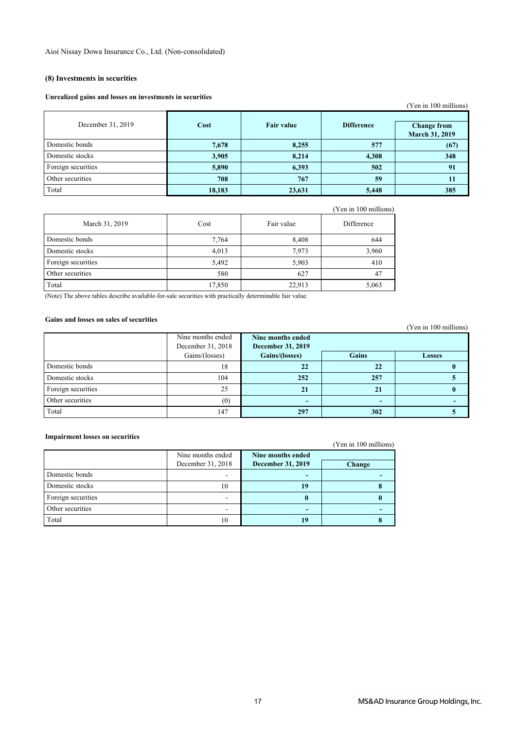Aioi Nissay Dowa Insurance Co., Ltd. (Non-consolidated)

### (8) Investments in securities

#### Unrealized gains and losses on investments in securities

(Yen in 100 millions)

| December 31, 2019 | Cost | Fair value | Difference | Change from March 31, 2019 |
|---|---|---|---|---|
| Domestic bonds | 7,678 | 8,255 | 577 | (67) |
| Domestic stocks | 3,905 | 8,214 | 4,308 | 348 |
| Foreign securities | 5,890 | 6,393 | 502 | 91 |
| Other securities | 708 | 767 | 59 | 11 |
| Total | 18,183 | 23,631 | 5,448 | 385 |

(Yen in 100 millions)

| March 31, 2019 | Cost | Fair value | Difference |
|---|---|---|---|
| Domestic bonds | 7,764 | 8,408 | 644 |
| Domestic stocks | 4,013 | 7,973 | 3,960 |
| Foreign securities | 5,492 | 5,903 | 410 |
| Other securities | 580 | 627 | 47 |
| Total | 17,850 | 22,913 | 5,063 |

(Note) The above tables describe available-for-sale securities with practically determinable fair value.

#### Gains and losses on sales of securities

(Yen in 100 millions)

| | Nine months ended December 31, 2018 | Nine months ended December 31, 2019 | | |
|---|---|---|---|---|
| | Gains/(losses) | Gains/(losses) | Gains | Losses |
| Domestic bonds | 18 | 22 | 22 | 0 |
| Domestic stocks | 104 | 252 | 257 | 5 |
| Foreign securities | 25 | 21 | 21 | 0 |
| Other securities | (0) | - | - | - |
| Total | 147 | 297 | 302 | 5 |

#### Impairment losses on securities

(Yen in 100 millions)

| | Nine months ended December 31, 2018 | Nine months ended December 31, 2019 | Change |
|---|---|---|---|
| Domestic bonds | - | - | - |
| Domestic stocks | 10 | 19 | 8 |
| Foreign securities | - | 0 | 0 |
| Other securities | - | - | - |
| Total | 10 | 19 | 8 |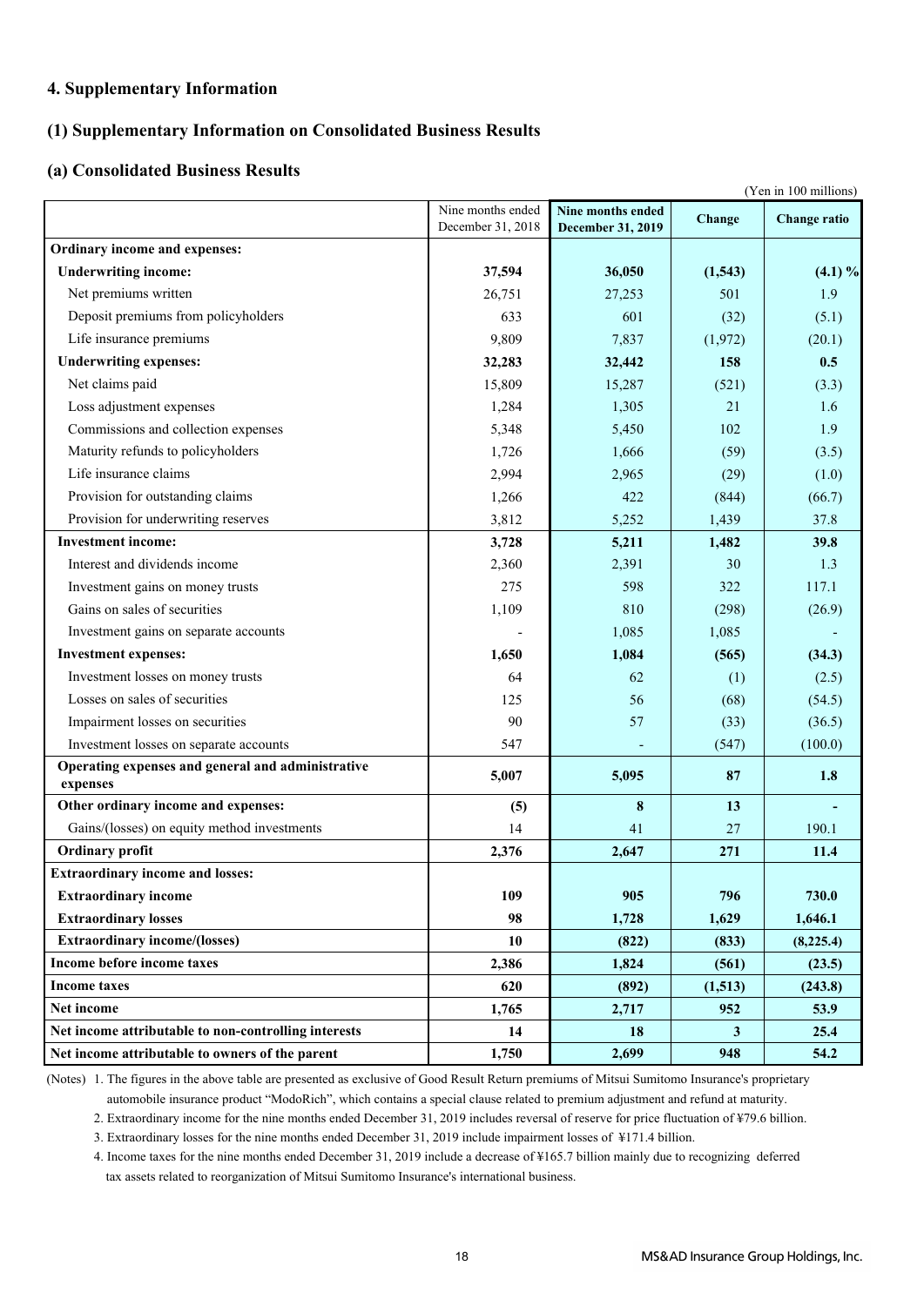## 4. Supplementary Information

### (1) Supplementary Information on Consolidated Business Results

#### (a) Consolidated Business Results

(Yen in 100 millions)

| | Nine months ended December 31, 2018 | **Nine months ended December 31, 2019** | **Change** | **Change ratio** |
|---|---|---|---|---|
| **Ordinary income and expenses:** | | | | |
| **Underwriting income:** | **37,594** | **36,050** | **(1,543)** | **(4.1) %** |
| Net premiums written | 26,751 | 27,253 | 501 | 1.9 |
| Deposit premiums from policyholders | 633 | 601 | (32) | (5.1) |
| Life insurance premiums | 9,809 | 7,837 | (1,972) | (20.1) |
| **Underwriting expenses:** | **32,283** | **32,442** | **158** | **0.5** |
| Net claims paid | 15,809 | 15,287 | (521) | (3.3) |
| Loss adjustment expenses | 1,284 | 1,305 | 21 | 1.6 |
| Commissions and collection expenses | 5,348 | 5,450 | 102 | 1.9 |
| Maturity refunds to policyholders | 1,726 | 1,666 | (59) | (3.5) |
| Life insurance claims | 2,994 | 2,965 | (29) | (1.0) |
| Provision for outstanding claims | 1,266 | 422 | (844) | (66.7) |
| Provision for underwriting reserves | 3,812 | 5,252 | 1,439 | 37.8 |
| **Investment income:** | **3,728** | **5,211** | **1,482** | **39.8** |
| Interest and dividends income | 2,360 | 2,391 | 30 | 1.3 |
| Investment gains on money trusts | 275 | 598 | 322 | 117.1 |
| Gains on sales of securities | 1,109 | 810 | (298) | (26.9) |
| Investment gains on separate accounts | - | 1,085 | 1,085 | - |
| **Investment expenses:** | **1,650** | **1,084** | **(565)** | **(34.3)** |
| Investment losses on money trusts | 64 | 62 | (1) | (2.5) |
| Losses on sales of securities | 125 | 56 | (68) | (54.5) |
| Impairment losses on securities | 90 | 57 | (33) | (36.5) |
| Investment losses on separate accounts | 547 | - | (547) | (100.0) |
| **Operating expenses and general and administrative expenses** | **5,007** | **5,095** | **87** | **1.8** |
| **Other ordinary income and expenses:** | **(5)** | **8** | **13** | **-** |
| Gains/(losses) on equity method investments | 14 | 41 | 27 | 190.1 |
| **Ordinary profit** | **2,376** | **2,647** | **271** | **11.4** |
| **Extraordinary income and losses:** | | | | |
| **Extraordinary income** | **109** | **905** | **796** | **730.0** |
| **Extraordinary losses** | **98** | **1,728** | **1,629** | **1,646.1** |
| **Extraordinary income/(losses)** | **10** | **(822)** | **(833)** | **(8,225.4)** |
| **Income before income taxes** | **2,386** | **1,824** | **(561)** | **(23.5)** |
| **Income taxes** | **620** | **(892)** | **(1,513)** | **(243.8)** |
| **Net income** | **1,765** | **2,717** | **952** | **53.9** |
| **Net income attributable to non-controlling interests** | **14** | **18** | **3** | **25.4** |
| **Net income attributable to owners of the parent** | **1,750** | **2,699** | **948** | **54.2** |

(Notes) 1. The figures in the above table are presented as exclusive of Good Result Return premiums of Mitsui Sumitomo Insurance's proprietary automobile insurance product "ModoRich", which contains a special clause related to premium adjustment and refund at maturity.

2. Extraordinary income for the nine months ended December 31, 2019 includes reversal of reserve for price fluctuation of ¥79.6 billion.

3. Extraordinary losses for the nine months ended December 31, 2019 include impairment losses of ¥171.4 billion.

4. Income taxes for the nine months ended December 31, 2019 include a decrease of ¥165.7 billion mainly due to recognizing deferred tax assets related to reorganization of Mitsui Sumitomo Insurance's international business.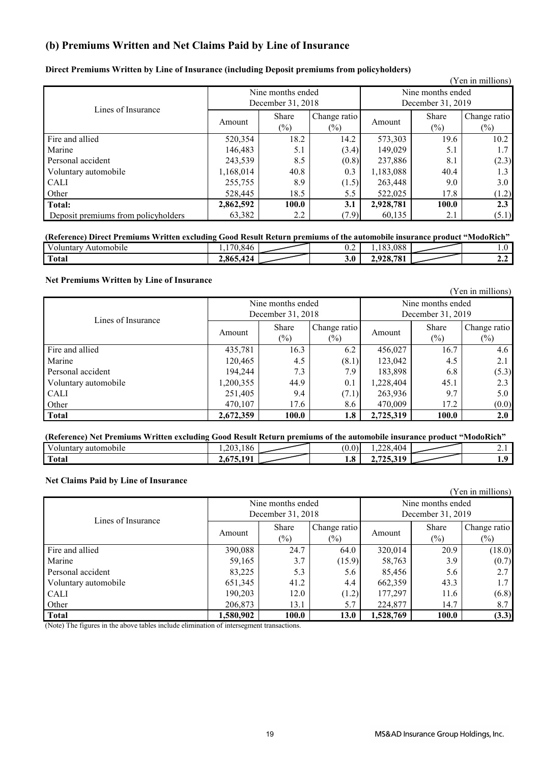## (b) Premiums Written and Net Claims Paid by Line of Insurance

**Direct Premiums Written by Line of Insurance (including Deposit premiums from policyholders)**

(Yen in millions)

| Lines of Insurance | Nine months ended December 31, 2018 | | | Nine months ended December 31, 2019 | | |
|---|---|---|---|---|---|---|
| | Amount | Share (%) | Change ratio (%) | Amount | Share (%) | Change ratio (%) |
| Fire and allied | 520,354 | 18.2 | 14.2 | 573,303 | 19.6 | 10.2 |
| Marine | 146,483 | 5.1 | (3.4) | 149,029 | 5.1 | 1.7 |
| Personal accident | 243,539 | 8.5 | (0.8) | 237,886 | 8.1 | (2.3) |
| Voluntary automobile | 1,168,014 | 40.8 | 0.3 | 1,183,088 | 40.4 | 1.3 |
| CALI | 255,755 | 8.9 | (1.5) | 263,448 | 9.0 | 3.0 |
| Other | 528,445 | 18.5 | 5.5 | 522,025 | 17.8 | (1.2) |
| **Total:** | **2,862,592** | **100.0** | **3.1** | **2,928,781** | **100.0** | **2.3** |
| Deposit premiums from policyholders | 63,382 | 2.2 | (7.9) | 60,135 | 2.1 | (5.1) |

**(Reference) Direct Premiums Written excluding Good Result Return premiums of the automobile insurance product "ModoRich"**

| | | | | | | |
|---|---|---|---|---|---|---|
| Voluntary Automobile | 1,170,846 | | 0.2 | 1,183,088 | | 1.0 |
| **Total** | **2,865,424** | | **3.0** | **2,928,781** | | **2.2** |

**Net Premiums Written by Line of Insurance**

(Yen in millions)

| Lines of Insurance | Nine months ended December 31, 2018 | | | Nine months ended December 31, 2019 | | |
|---|---|---|---|---|---|---|
| | Amount | Share (%) | Change ratio (%) | Amount | Share (%) | Change ratio (%) |
| Fire and allied | 435,781 | 16.3 | 6.2 | 456,027 | 16.7 | 4.6 |
| Marine | 120,465 | 4.5 | (8.1) | 123,042 | 4.5 | 2.1 |
| Personal accident | 194,244 | 7.3 | 7.9 | 183,898 | 6.8 | (5.3) |
| Voluntary automobile | 1,200,355 | 44.9 | 0.1 | 1,228,404 | 45.1 | 2.3 |
| CALI | 251,405 | 9.4 | (7.1) | 263,936 | 9.7 | 5.0 |
| Other | 470,107 | 17.6 | 8.6 | 470,009 | 17.2 | (0.0) |
| **Total** | **2,672,359** | **100.0** | **1.8** | **2,725,319** | **100.0** | **2.0** |

**(Reference) Net Premiums Written excluding Good Result Return premiums of the automobile insurance product "ModoRich"**

| | | | | | | |
|---|---|---|---|---|---|---|
| Voluntary automobile | 1,203,186 | | (0.0) | 1,228,404 | | 2.1 |
| **Total** | **2,675,191** | | **1.8** | **2,725,319** | | **1.9** |

**Net Claims Paid by Line of Insurance**

(Yen in millions)

| Lines of Insurance | Nine months ended December 31, 2018 | | | Nine months ended December 31, 2019 | | |
|---|---|---|---|---|---|---|
| | Amount | Share (%) | Change ratio (%) | Amount | Share (%) | Change ratio (%) |
| Fire and allied | 390,088 | 24.7 | 64.0 | 320,014 | 20.9 | (18.0) |
| Marine | 59,165 | 3.7 | (15.9) | 58,763 | 3.9 | (0.7) |
| Personal accident | 83,225 | 5.3 | 5.6 | 85,456 | 5.6 | 2.7 |
| Voluntary automobile | 651,345 | 41.2 | 4.4 | 662,359 | 43.3 | 1.7 |
| CALI | 190,203 | 12.0 | (1.2) | 177,297 | 11.6 | (6.8) |
| Other | 206,873 | 13.1 | 5.7 | 224,877 | 14.7 | 8.7 |
| **Total** | **1,580,902** | **100.0** | **13.0** | **1,528,769** | **100.0** | **(3.3)** |

(Note) The figures in the above tables include elimination of intersegment transactions.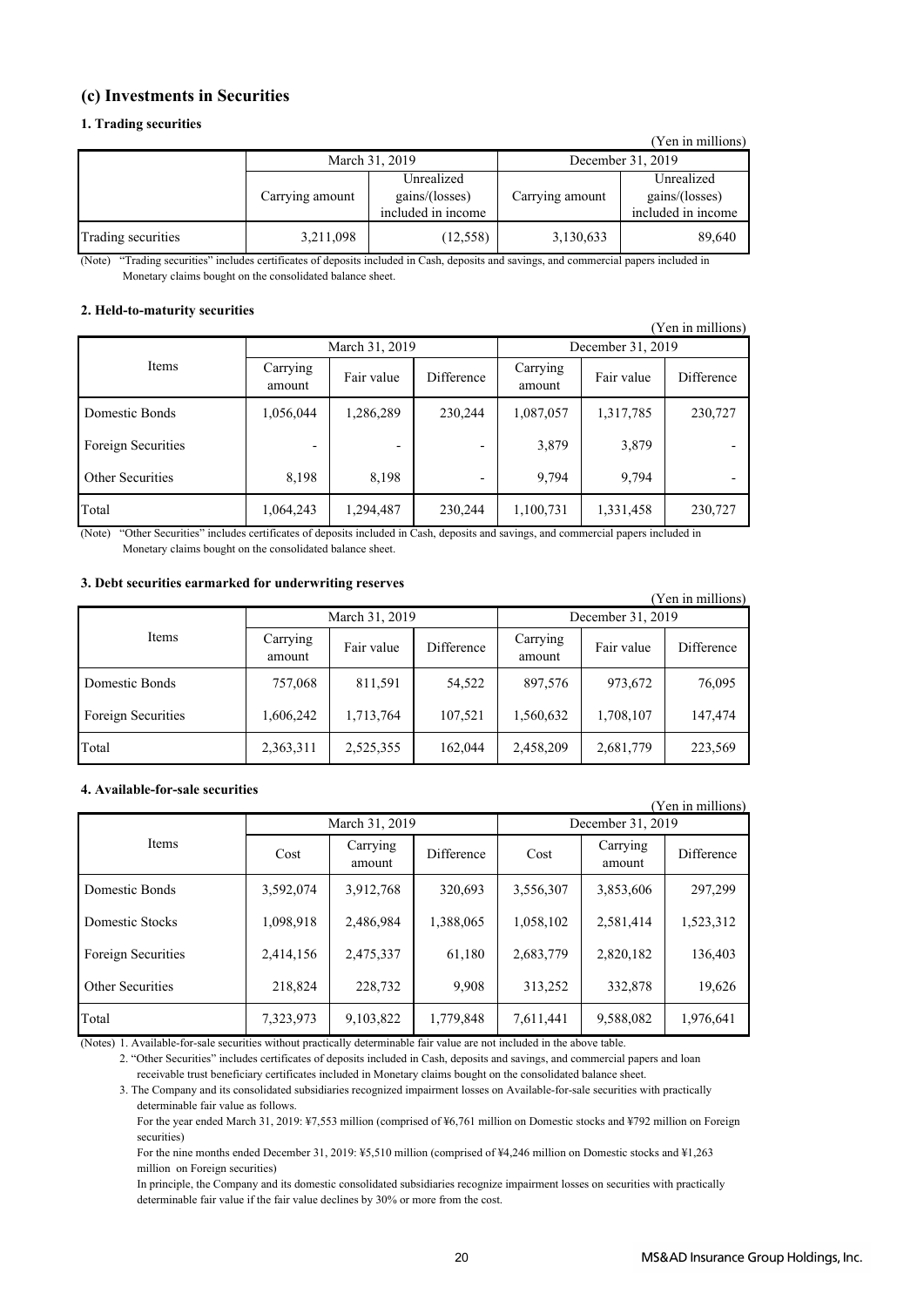## (c) Investments in Securities

### 1. Trading securities

(Yen in millions)

| | March 31, 2019 | | December 31, 2019 | |
|---|---|---|---|---|
| | Carrying amount | Unrealized gains/(losses) included in income | Carrying amount | Unrealized gains/(losses) included in income |
| Trading securities | 3,211,098 | (12,558) | 3,130,633 | 89,640 |

(Note) "Trading securities" includes certificates of deposits included in Cash, deposits and savings, and commercial papers included in Monetary claims bought on the consolidated balance sheet.

### 2. Held-to-maturity securities

(Yen in millions)

| Items | March 31, 2019 | | | December 31, 2019 | | |
|---|---|---|---|---|---|---|
| | Carrying amount | Fair value | Difference | Carrying amount | Fair value | Difference |
| Domestic Bonds | 1,056,044 | 1,286,289 | 230,244 | 1,087,057 | 1,317,785 | 230,727 |
| Foreign Securities | - | - | - | 3,879 | 3,879 | - |
| Other Securities | 8,198 | 8,198 | - | 9,794 | 9,794 | - |
| Total | 1,064,243 | 1,294,487 | 230,244 | 1,100,731 | 1,331,458 | 230,727 |

(Note) "Other Securities" includes certificates of deposits included in Cash, deposits and savings, and commercial papers included in Monetary claims bought on the consolidated balance sheet.

### 3. Debt securities earmarked for underwriting reserves

(Yen in millions)

| Items | March 31, 2019 | | | December 31, 2019 | | |
|---|---|---|---|---|---|---|
| | Carrying amount | Fair value | Difference | Carrying amount | Fair value | Difference |
| Domestic Bonds | 757,068 | 811,591 | 54,522 | 897,576 | 973,672 | 76,095 |
| Foreign Securities | 1,606,242 | 1,713,764 | 107,521 | 1,560,632 | 1,708,107 | 147,474 |
| Total | 2,363,311 | 2,525,355 | 162,044 | 2,458,209 | 2,681,779 | 223,569 |

### 4. Available-for-sale securities

(Yen in millions)

| Items | March 31, 2019 | | | December 31, 2019 | | |
|---|---|---|---|---|---|---|
| | Cost | Carrying amount | Difference | Cost | Carrying amount | Difference |
| Domestic Bonds | 3,592,074 | 3,912,768 | 320,693 | 3,556,307 | 3,853,606 | 297,299 |
| Domestic Stocks | 1,098,918 | 2,486,984 | 1,388,065 | 1,058,102 | 2,581,414 | 1,523,312 |
| Foreign Securities | 2,414,156 | 2,475,337 | 61,180 | 2,683,779 | 2,820,182 | 136,403 |
| Other Securities | 218,824 | 228,732 | 9,908 | 313,252 | 332,878 | 19,626 |
| Total | 7,323,973 | 9,103,822 | 1,779,848 | 7,611,441 | 9,588,082 | 1,976,641 |

(Notes) 1. Available-for-sale securities without practically determinable fair value are not included in the above table.

2. "Other Securities" includes certificates of deposits included in Cash, deposits and savings, and commercial papers and loan receivable trust beneficiary certificates included in Monetary claims bought on the consolidated balance sheet.

3. The Company and its consolidated subsidiaries recognized impairment losses on Available-for-sale securities with practically determinable fair value as follows.

For the year ended March 31, 2019: ¥7,553 million (comprised of ¥6,761 million on Domestic stocks and ¥792 million on Foreign securities)

For the nine months ended December 31, 2019: ¥5,510 million (comprised of ¥4,246 million on Domestic stocks and ¥1,263 million on Foreign securities)

In principle, the Company and its domestic consolidated subsidiaries recognize impairment losses on securities with practically determinable fair value if the fair value declines by 30% or more from the cost.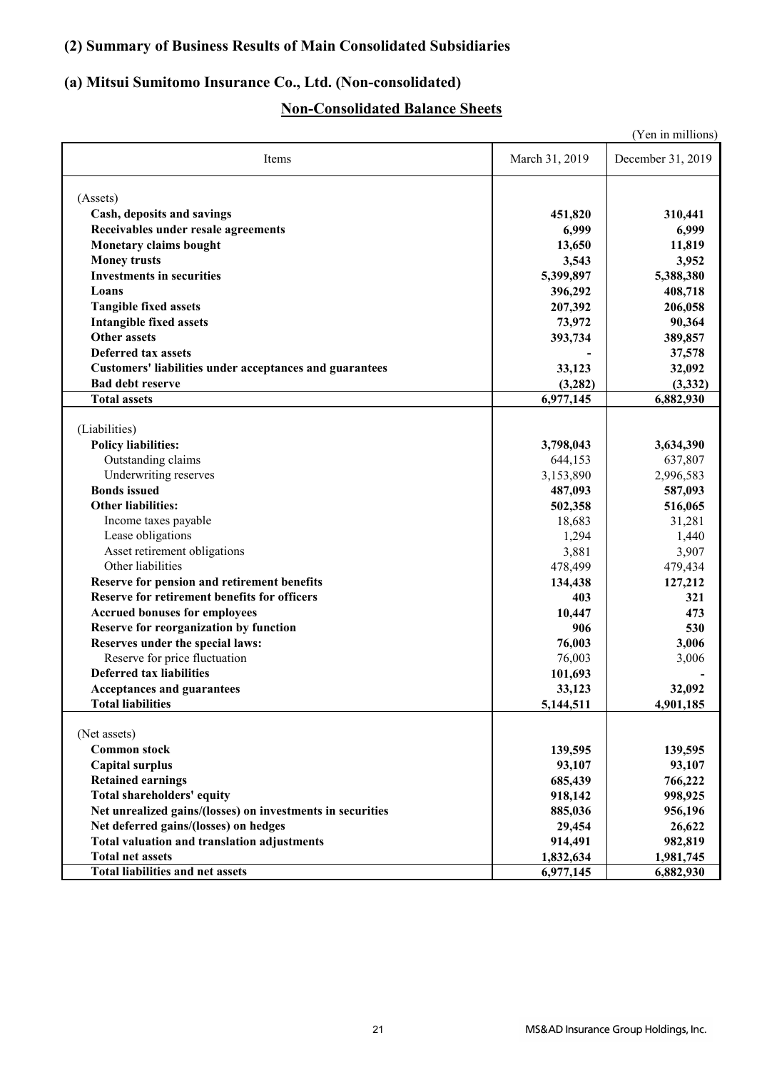## (2) Summary of Business Results of Main Consolidated Subsidiaries

### (a) Mitsui Sumitomo Insurance Co., Ltd. (Non-consolidated)

**Non-Consolidated Balance Sheets**

(Yen in millions)

| Items | March 31, 2019 | December 31, 2019 |
|---|---|---|
| (Assets) | | |
| **Cash, deposits and savings** | **451,820** | **310,441** |
| **Receivables under resale agreements** | **6,999** | **6,999** |
| **Monetary claims bought** | **13,650** | **11,819** |
| **Money trusts** | **3,543** | **3,952** |
| **Investments in securities** | **5,399,897** | **5,388,380** |
| **Loans** | **396,292** | **408,718** |
| **Tangible fixed assets** | **207,392** | **206,058** |
| **Intangible fixed assets** | **73,972** | **90,364** |
| **Other assets** | **393,734** | **389,857** |
| **Deferred tax assets** | **-** | **37,578** |
| **Customers' liabilities under acceptances and guarantees** | **33,123** | **32,092** |
| **Bad debt reserve** | **(3,282)** | **(3,332)** |
| **Total assets** | **6,977,145** | **6,882,930** |
| (Liabilities) | | |
| **Policy liabilities:** | **3,798,043** | **3,634,390** |
| Outstanding claims | 644,153 | 637,807 |
| Underwriting reserves | 3,153,890 | 2,996,583 |
| **Bonds issued** | **487,093** | **587,093** |
| **Other liabilities:** | **502,358** | **516,065** |
| Income taxes payable | 18,683 | 31,281 |
| Lease obligations | 1,294 | 1,440 |
| Asset retirement obligations | 3,881 | 3,907 |
| Other liabilities | 478,499 | 479,434 |
| **Reserve for pension and retirement benefits** | **134,438** | **127,212** |
| **Reserve for retirement benefits for officers** | **403** | **321** |
| **Accrued bonuses for employees** | **10,447** | **473** |
| **Reserve for reorganization by function** | **906** | **530** |
| **Reserves under the special laws:** | **76,003** | **3,006** |
| Reserve for price fluctuation | 76,003 | 3,006 |
| **Deferred tax liabilities** | **101,693** | **-** |
| **Acceptances and guarantees** | **33,123** | **32,092** |
| **Total liabilities** | **5,144,511** | **4,901,185** |
| (Net assets) | | |
| **Common stock** | **139,595** | **139,595** |
| **Capital surplus** | **93,107** | **93,107** |
| **Retained earnings** | **685,439** | **766,222** |
| **Total shareholders' equity** | **918,142** | **998,925** |
| **Net unrealized gains/(losses) on investments in securities** | **885,036** | **956,196** |
| **Net deferred gains/(losses) on hedges** | **29,454** | **26,622** |
| **Total valuation and translation adjustments** | **914,491** | **982,819** |
| **Total net assets** | **1,832,634** | **1,981,745** |
| **Total liabilities and net assets** | **6,977,145** | **6,882,930** |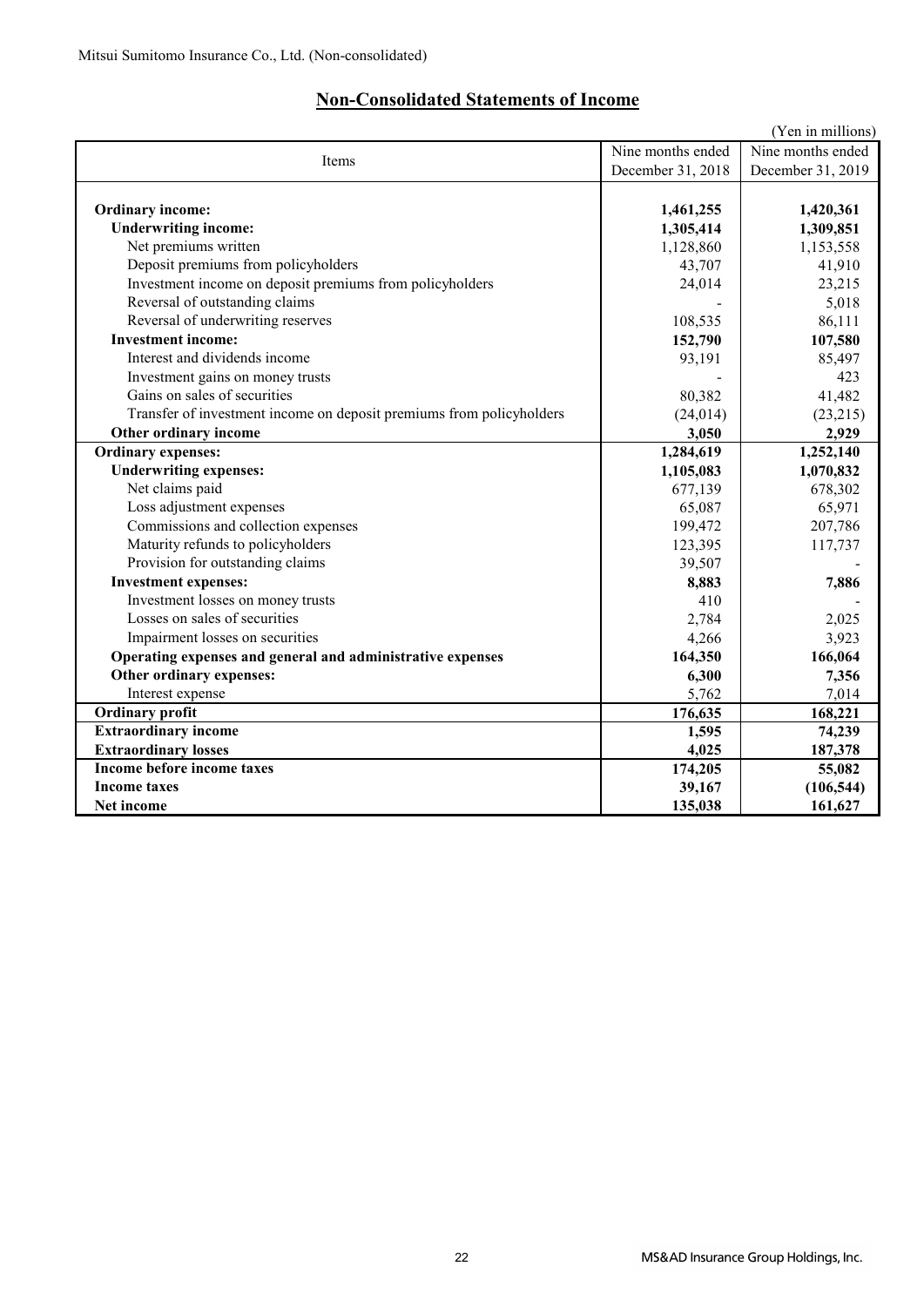Mitsui Sumitomo Insurance Co., Ltd. (Non-consolidated)

## Non-Consolidated Statements of Income

(Yen in millions)

| Items | Nine months ended December 31, 2018 | Nine months ended December 31, 2019 |
|---|---|---|
| **Ordinary income:** | **1,461,255** | **1,420,361** |
| **Underwriting income:** | **1,305,414** | **1,309,851** |
| Net premiums written | 1,128,860 | 1,153,558 |
| Deposit premiums from policyholders | 43,707 | 41,910 |
| Investment income on deposit premiums from policyholders | 24,014 | 23,215 |
| Reversal of outstanding claims | - | 5,018 |
| Reversal of underwriting reserves | 108,535 | 86,111 |
| **Investment income:** | **152,790** | **107,580** |
| Interest and dividends income | 93,191 | 85,497 |
| Investment gains on money trusts | - | 423 |
| Gains on sales of securities | 80,382 | 41,482 |
| Transfer of investment income on deposit premiums from policyholders | (24,014) | (23,215) |
| **Other ordinary income** | **3,050** | **2,929** |
| **Ordinary expenses:** | **1,284,619** | **1,252,140** |
| **Underwriting expenses:** | **1,105,083** | **1,070,832** |
| Net claims paid | 677,139 | 678,302 |
| Loss adjustment expenses | 65,087 | 65,971 |
| Commissions and collection expenses | 199,472 | 207,786 |
| Maturity refunds to policyholders | 123,395 | 117,737 |
| Provision for outstanding claims | 39,507 | - |
| **Investment expenses:** | **8,883** | **7,886** |
| Investment losses on money trusts | 410 | - |
| Losses on sales of securities | 2,784 | 2,025 |
| Impairment losses on securities | 4,266 | 3,923 |
| **Operating expenses and general and administrative expenses** | **164,350** | **166,064** |
| **Other ordinary expenses:** | **6,300** | **7,356** |
| Interest expense | 5,762 | 7,014 |
| **Ordinary profit** | **176,635** | **168,221** |
| **Extraordinary income** | **1,595** | **74,239** |
| **Extraordinary losses** | **4,025** | **187,378** |
| **Income before income taxes** | **174,205** | **55,082** |
| **Income taxes** | **39,167** | **(106,544)** |
| **Net income** | **135,038** | **161,627** |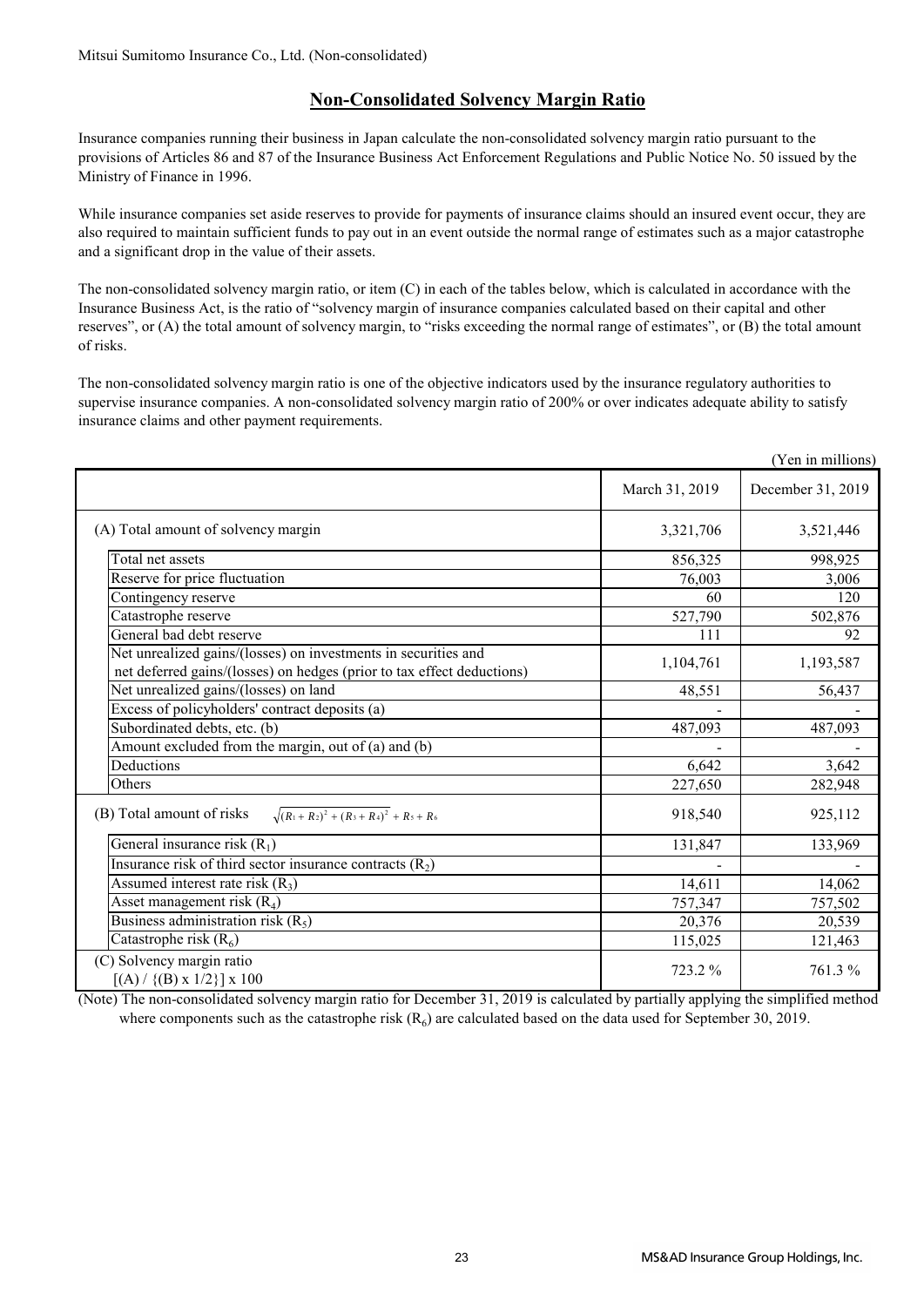Mitsui Sumitomo Insurance Co., Ltd. (Non-consolidated)

## Non-Consolidated Solvency Margin Ratio

Insurance companies running their business in Japan calculate the non-consolidated solvency margin ratio pursuant to the provisions of Articles 86 and 87 of the Insurance Business Act Enforcement Regulations and Public Notice No. 50 issued by the Ministry of Finance in 1996.

While insurance companies set aside reserves to provide for payments of insurance claims should an insured event occur, they are also required to maintain sufficient funds to pay out in an event outside the normal range of estimates such as a major catastrophe and a significant drop in the value of their assets.

The non-consolidated solvency margin ratio, or item (C) in each of the tables below, which is calculated in accordance with the Insurance Business Act, is the ratio of "solvency margin of insurance companies calculated based on their capital and other reserves", or (A) the total amount of solvency margin, to "risks exceeding the normal range of estimates", or (B) the total amount of risks.

The non-consolidated solvency margin ratio is one of the objective indicators used by the insurance regulatory authorities to supervise insurance companies. A non-consolidated solvency margin ratio of 200% or over indicates adequate ability to satisfy insurance claims and other payment requirements.

(Yen in millions)

| | March 31, 2019 | December 31, 2019 |
|---|---|---|
| (A) Total amount of solvency margin | 3,321,706 | 3,521,446 |
| Total net assets | 856,325 | 998,925 |
| Reserve for price fluctuation | 76,003 | 3,006 |
| Contingency reserve | 60 | 120 |
| Catastrophe reserve | 527,790 | 502,876 |
| General bad debt reserve | 111 | 92 |
| Net unrealized gains/(losses) on investments in securities and net deferred gains/(losses) on hedges (prior to tax effect deductions) | 1,104,761 | 1,193,587 |
| Net unrealized gains/(losses) on land | 48,551 | 56,437 |
| Excess of policyholders' contract deposits (a) | - | - |
| Subordinated debts, etc. (b) | 487,093 | 487,093 |
| Amount excluded from the margin, out of (a) and (b) | - | - |
| Deductions | 6,642 | 3,642 |
| Others | 227,650 | 282,948 |
| (B) Total amount of risks $\sqrt{(R_1 + R_2)^2 + (R_3 + R_4)^2} + R_5 + R_6$ | 918,540 | 925,112 |
| General insurance risk ($R_1$) | 131,847 | 133,969 |
| Insurance risk of third sector insurance contracts ($R_2$) | - | - |
| Assumed interest rate risk ($R_3$) | 14,611 | 14,062 |
| Asset management risk ($R_4$) | 757,347 | 757,502 |
| Business administration risk ($R_5$) | 20,376 | 20,539 |
| Catastrophe risk ($R_6$) | 115,025 | 121,463 |
| (C) Solvency margin ratio [(A) / {(B) x 1/2}] x 100 | 723.2 % | 761.3 % |

(Note) The non-consolidated solvency margin ratio for December 31, 2019 is calculated by partially applying the simplified method where components such as the catastrophe risk ($R_6$) are calculated based on the data used for September 30, 2019.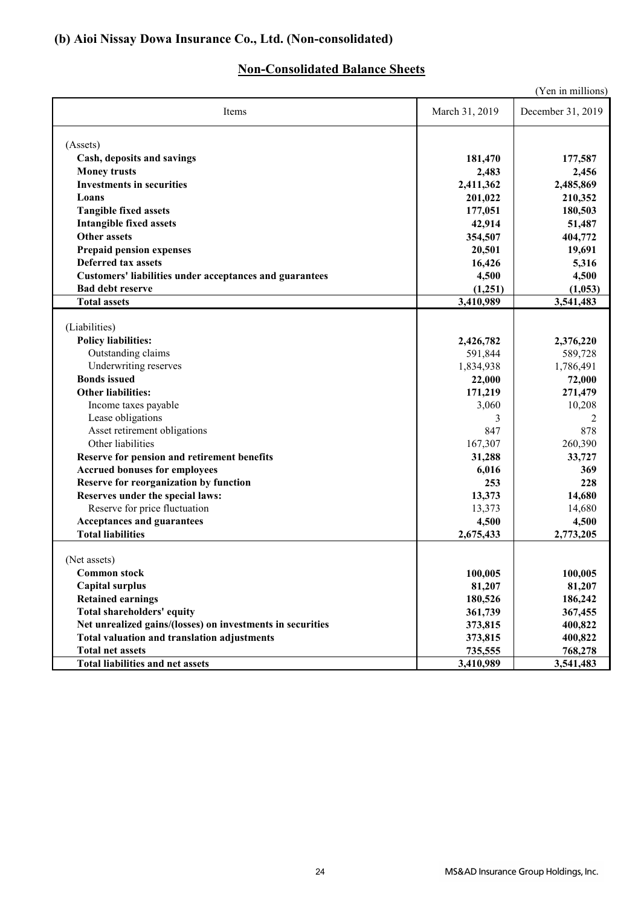## (b) Aioi Nissay Dowa Insurance Co., Ltd. (Non-consolidated)

### Non-Consolidated Balance Sheets

(Yen in millions)

| Items | March 31, 2019 | December 31, 2019 |
|---|---|---|
| (Assets) | | |
| **Cash, deposits and savings** | **181,470** | **177,587** |
| **Money trusts** | **2,483** | **2,456** |
| **Investments in securities** | **2,411,362** | **2,485,869** |
| **Loans** | **201,022** | **210,352** |
| **Tangible fixed assets** | **177,051** | **180,503** |
| **Intangible fixed assets** | **42,914** | **51,487** |
| **Other assets** | **354,507** | **404,772** |
| **Prepaid pension expenses** | **20,501** | **19,691** |
| **Deferred tax assets** | **16,426** | **5,316** |
| **Customers' liabilities under acceptances and guarantees** | **4,500** | **4,500** |
| **Bad debt reserve** | **(1,251)** | **(1,053)** |
| **Total assets** | **3,410,989** | **3,541,483** |
| (Liabilities) | | |
| **Policy liabilities:** | **2,426,782** | **2,376,220** |
| Outstanding claims | 591,844 | 589,728 |
| Underwriting reserves | 1,834,938 | 1,786,491 |
| **Bonds issued** | **22,000** | **72,000** |
| **Other liabilities:** | **171,219** | **271,479** |
| Income taxes payable | 3,060 | 10,208 |
| Lease obligations | 3 | 2 |
| Asset retirement obligations | 847 | 878 |
| Other liabilities | 167,307 | 260,390 |
| **Reserve for pension and retirement benefits** | **31,288** | **33,727** |
| **Accrued bonuses for employees** | **6,016** | **369** |
| **Reserve for reorganization by function** | **253** | **228** |
| **Reserves under the special laws:** | **13,373** | **14,680** |
| Reserve for price fluctuation | 13,373 | 14,680 |
| **Acceptances and guarantees** | **4,500** | **4,500** |
| **Total liabilities** | **2,675,433** | **2,773,205** |
| (Net assets) | | |
| **Common stock** | **100,005** | **100,005** |
| **Capital surplus** | **81,207** | **81,207** |
| **Retained earnings** | **180,526** | **186,242** |
| **Total shareholders' equity** | **361,739** | **367,455** |
| **Net unrealized gains/(losses) on investments in securities** | **373,815** | **400,822** |
| **Total valuation and translation adjustments** | **373,815** | **400,822** |
| **Total net assets** | **735,555** | **768,278** |
| **Total liabilities and net assets** | **3,410,989** | **3,541,483** |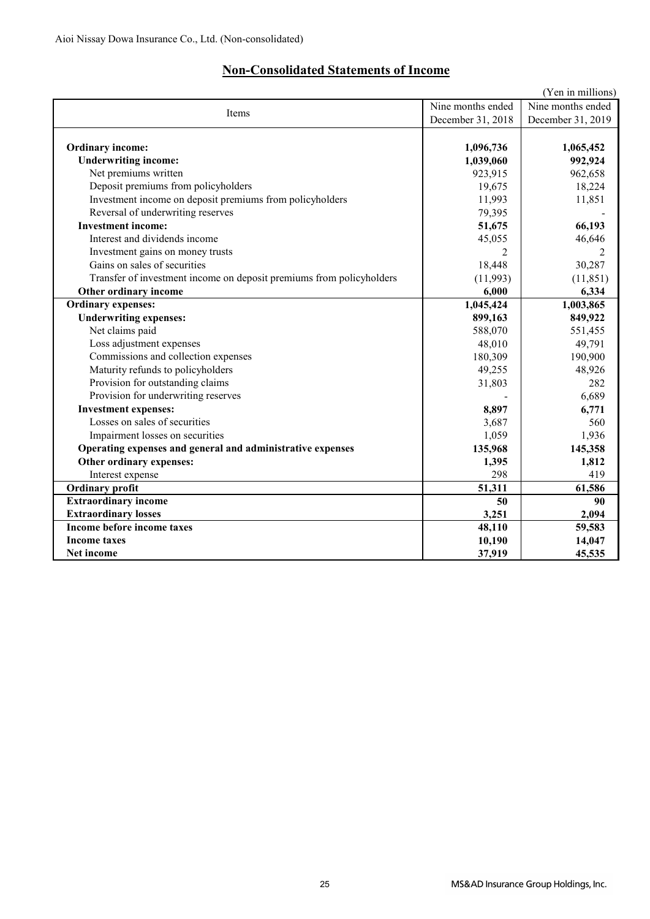Aioi Nissay Dowa Insurance Co., Ltd. (Non-consolidated)

## Non-Consolidated Statements of Income

(Yen in millions)

| Items | Nine months ended December 31, 2018 | Nine months ended December 31, 2019 |
|---|---|---|
| **Ordinary income:** | **1,096,736** | **1,065,452** |
| **Underwriting income:** | **1,039,060** | **992,924** |
| Net premiums written | 923,915 | 962,658 |
| Deposit premiums from policyholders | 19,675 | 18,224 |
| Investment income on deposit premiums from policyholders | 11,993 | 11,851 |
| Reversal of underwriting reserves | 79,395 | - |
| **Investment income:** | **51,675** | **66,193** |
| Interest and dividends income | 45,055 | 46,646 |
| Investment gains on money trusts | 2 | 2 |
| Gains on sales of securities | 18,448 | 30,287 |
| Transfer of investment income on deposit premiums from policyholders | (11,993) | (11,851) |
| **Other ordinary income** | **6,000** | **6,334** |
| **Ordinary expenses:** | **1,045,424** | **1,003,865** |
| **Underwriting expenses:** | **899,163** | **849,922** |
| Net claims paid | 588,070 | 551,455 |
| Loss adjustment expenses | 48,010 | 49,791 |
| Commissions and collection expenses | 180,309 | 190,900 |
| Maturity refunds to policyholders | 49,255 | 48,926 |
| Provision for outstanding claims | 31,803 | 282 |
| Provision for underwriting reserves | - | 6,689 |
| **Investment expenses:** | **8,897** | **6,771** |
| Losses on sales of securities | 3,687 | 560 |
| Impairment losses on securities | 1,059 | 1,936 |
| **Operating expenses and general and administrative expenses** | **135,968** | **145,358** |
| **Other ordinary expenses:** | **1,395** | **1,812** |
| Interest expense | 298 | 419 |
| **Ordinary profit** | **51,311** | **61,586** |
| **Extraordinary income** | **50** | **90** |
| **Extraordinary losses** | **3,251** | **2,094** |
| **Income before income taxes** | **48,110** | **59,583** |
| **Income taxes** | **10,190** | **14,047** |
| **Net income** | **37,919** | **45,535** |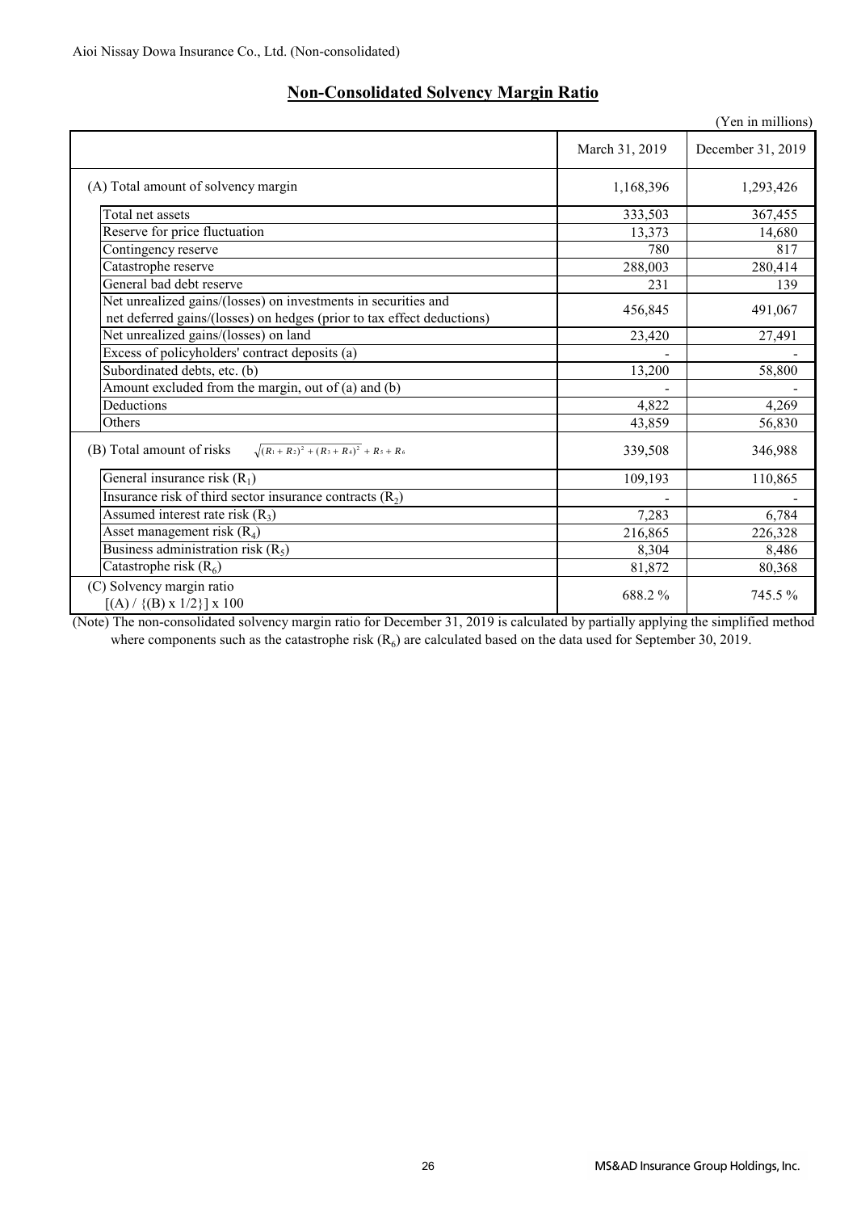Aioi Nissay Dowa Insurance Co., Ltd. (Non-consolidated)

## Non-Consolidated Solvency Margin Ratio

(Yen in millions)

| | March 31, 2019 | December 31, 2019 |
|---|---|---|
| (A) Total amount of solvency margin | 1,168,396 | 1,293,426 |
| Total net assets | 333,503 | 367,455 |
| Reserve for price fluctuation | 13,373 | 14,680 |
| Contingency reserve | 780 | 817 |
| Catastrophe reserve | 288,003 | 280,414 |
| General bad debt reserve | 231 | 139 |
| Net unrealized gains/(losses) on investments in securities and net deferred gains/(losses) on hedges (prior to tax effect deductions) | 456,845 | 491,067 |
| Net unrealized gains/(losses) on land | 23,420 | 27,491 |
| Excess of policyholders' contract deposits (a) | - | - |
| Subordinated debts, etc. (b) | 13,200 | 58,800 |
| Amount excluded from the margin, out of (a) and (b) | - | - |
| Deductions | 4,822 | 4,269 |
| Others | 43,859 | 56,830 |
| (B) Total amount of risks $\sqrt{(R_1+R_2)^2+(R_3+R_4)^2}+R_5+R_6$ | 339,508 | 346,988 |
| General insurance risk ($R_1$) | 109,193 | 110,865 |
| Insurance risk of third sector insurance contracts ($R_2$) | - | - |
| Assumed interest rate risk ($R_3$) | 7,283 | 6,784 |
| Asset management risk ($R_4$) | 216,865 | 226,328 |
| Business administration risk ($R_5$) | 8,304 | 8,486 |
| Catastrophe risk ($R_6$) | 81,872 | 80,368 |
| (C) Solvency margin ratio [(A) / {(B) x 1/2}] x 100 | 688.2 % | 745.5 % |

(Note) The non-consolidated solvency margin ratio for December 31, 2019 is calculated by partially applying the simplified method where components such as the catastrophe risk ($R_6$) are calculated based on the data used for September 30, 2019.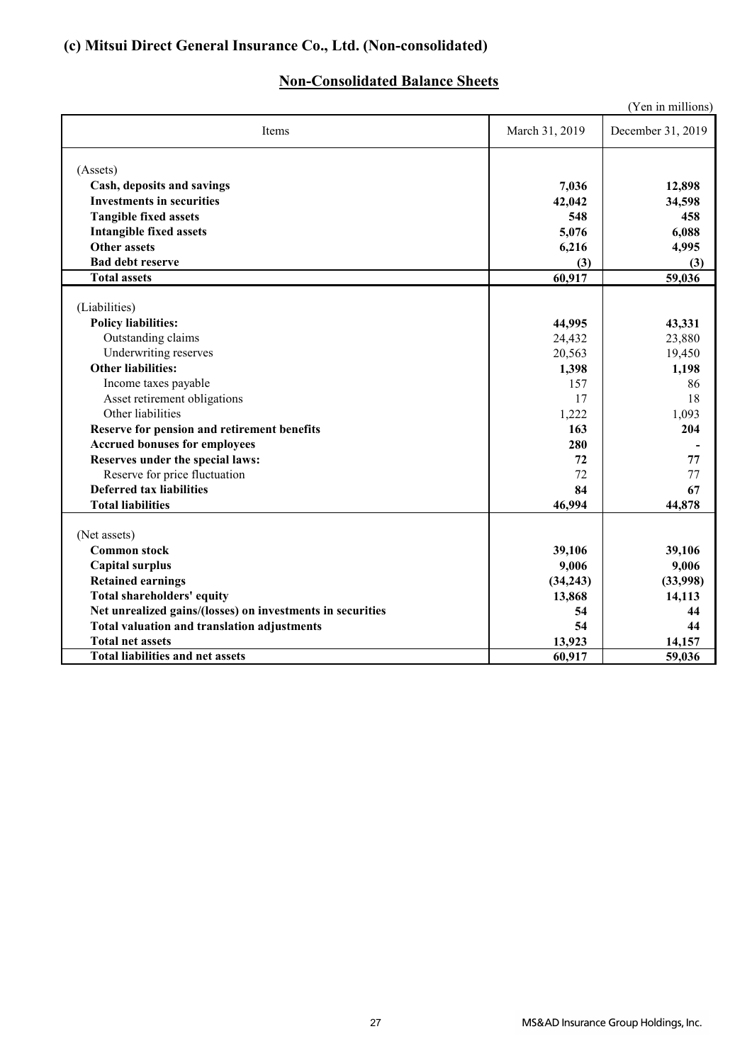## (c) Mitsui Direct General Insurance Co., Ltd. (Non-consolidated)

### Non-Consolidated Balance Sheets

(Yen in millions)

| Items | March 31, 2019 | December 31, 2019 |
|---|---|---|
| (Assets) | | |
| **Cash, deposits and savings** | **7,036** | **12,898** |
| **Investments in securities** | **42,042** | **34,598** |
| **Tangible fixed assets** | **548** | **458** |
| **Intangible fixed assets** | **5,076** | **6,088** |
| **Other assets** | **6,216** | **4,995** |
| **Bad debt reserve** | **(3)** | **(3)** |
| **Total assets** | **60,917** | **59,036** |
| (Liabilities) | | |
| **Policy liabilities:** | **44,995** | **43,331** |
| Outstanding claims | 24,432 | 23,880 |
| Underwriting reserves | 20,563 | 19,450 |
| **Other liabilities:** | **1,398** | **1,198** |
| Income taxes payable | 157 | 86 |
| Asset retirement obligations | 17 | 18 |
| Other liabilities | 1,222 | 1,093 |
| **Reserve for pension and retirement benefits** | **163** | **204** |
| **Accrued bonuses for employees** | **280** | **-** |
| **Reserves under the special laws:** | **72** | **77** |
| Reserve for price fluctuation | 72 | 77 |
| **Deferred tax liabilities** | **84** | **67** |
| **Total liabilities** | **46,994** | **44,878** |
| (Net assets) | | |
| **Common stock** | **39,106** | **39,106** |
| **Capital surplus** | **9,006** | **9,006** |
| **Retained earnings** | **(34,243)** | **(33,998)** |
| **Total shareholders' equity** | **13,868** | **14,113** |
| **Net unrealized gains/(losses) on investments in securities** | **54** | **44** |
| **Total valuation and translation adjustments** | **54** | **44** |
| **Total net assets** | **13,923** | **14,157** |
| **Total liabilities and net assets** | **60,917** | **59,036** |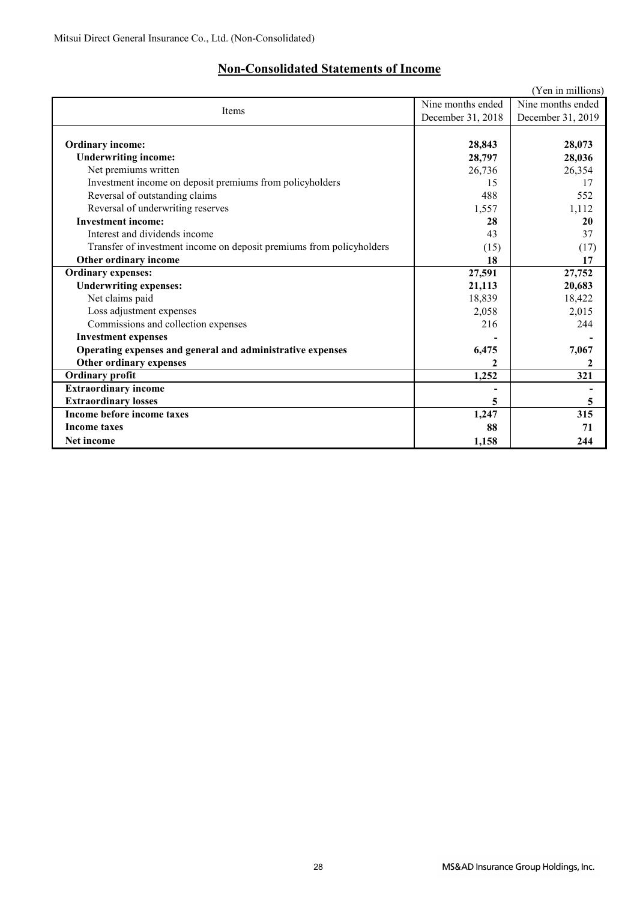Mitsui Direct General Insurance Co., Ltd. (Non-Consolidated)

## Non-Consolidated Statements of Income

(Yen in millions)

| Items | Nine months ended December 31, 2018 | Nine months ended December 31, 2019 |
|---|---|---|
| **Ordinary income:** | **28,843** | **28,073** |
| **Underwriting income:** | **28,797** | **28,036** |
| Net premiums written | 26,736 | 26,354 |
| Investment income on deposit premiums from policyholders | 15 | 17 |
| Reversal of outstanding claims | 488 | 552 |
| Reversal of underwriting reserves | 1,557 | 1,112 |
| **Investment income:** | **28** | **20** |
| Interest and dividends income | 43 | 37 |
| Transfer of investment income on deposit premiums from policyholders | (15) | (17) |
| **Other ordinary income** | **18** | **17** |
| **Ordinary expenses:** | **27,591** | **27,752** |
| **Underwriting expenses:** | **21,113** | **20,683** |
| Net claims paid | 18,839 | 18,422 |
| Loss adjustment expenses | 2,058 | 2,015 |
| Commissions and collection expenses | 216 | 244 |
| **Investment expenses** | **-** | **-** |
| **Operating expenses and general and administrative expenses** | **6,475** | **7,067** |
| **Other ordinary expenses** | **2** | **2** |
| **Ordinary profit** | **1,252** | **321** |
| **Extraordinary income** | **-** | **-** |
| **Extraordinary losses** | **5** | **5** |
| **Income before income taxes** | **1,247** | **315** |
| **Income taxes** | **88** | **71** |
| **Net income** | **1,158** | **244** |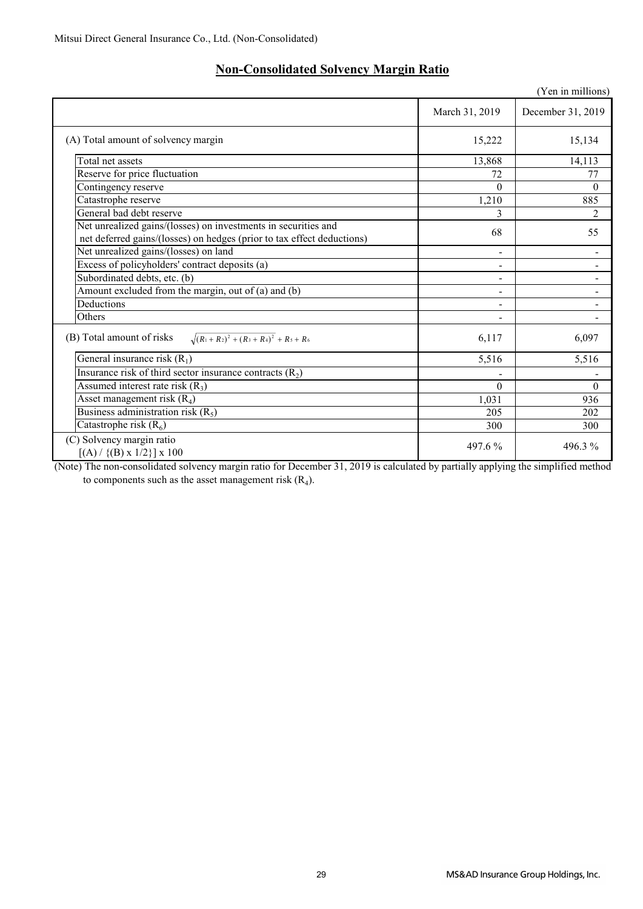Mitsui Direct General Insurance Co., Ltd. (Non-Consolidated)

## Non-Consolidated Solvency Margin Ratio

(Yen in millions)

| | March 31, 2019 | December 31, 2019 |
|---|---|---|
| (A) Total amount of solvency margin | 15,222 | 15,134 |
| Total net assets | 13,868 | 14,113 |
| Reserve for price fluctuation | 72 | 77 |
| Contingency reserve | 0 | 0 |
| Catastrophe reserve | 1,210 | 885 |
| General bad debt reserve | 3 | 2 |
| Net unrealized gains/(losses) on investments in securities and net deferred gains/(losses) on hedges (prior to tax effect deductions) | 68 | 55 |
| Net unrealized gains/(losses) on land | - | - |
| Excess of policyholders' contract deposits (a) | - | - |
| Subordinated debts, etc. (b) | - | - |
| Amount excluded from the margin, out of (a) and (b) | - | - |
| Deductions | - | - |
| Others | - | - |
| (B) Total amount of risks $\sqrt{(R_1 + R_2)^2 + (R_3 + R_4)^2} + R_5 + R_6$ | 6,117 | 6,097 |
| General insurance risk ($R_1$) | 5,516 | 5,516 |
| Insurance risk of third sector insurance contracts ($R_2$) | - | - |
| Assumed interest rate risk ($R_3$) | 0 | 0 |
| Asset management risk ($R_4$) | 1,031 | 936 |
| Business administration risk ($R_5$) | 205 | 202 |
| Catastrophe risk ($R_6$) | 300 | 300 |
| (C) Solvency margin ratio [(A) / {(B) x 1/2}] x 100 | 497.6 % | 496.3 % |

(Note) The non-consolidated solvency margin ratio for December 31, 2019 is calculated by partially applying the simplified method to components such as the asset management risk ($R_4$).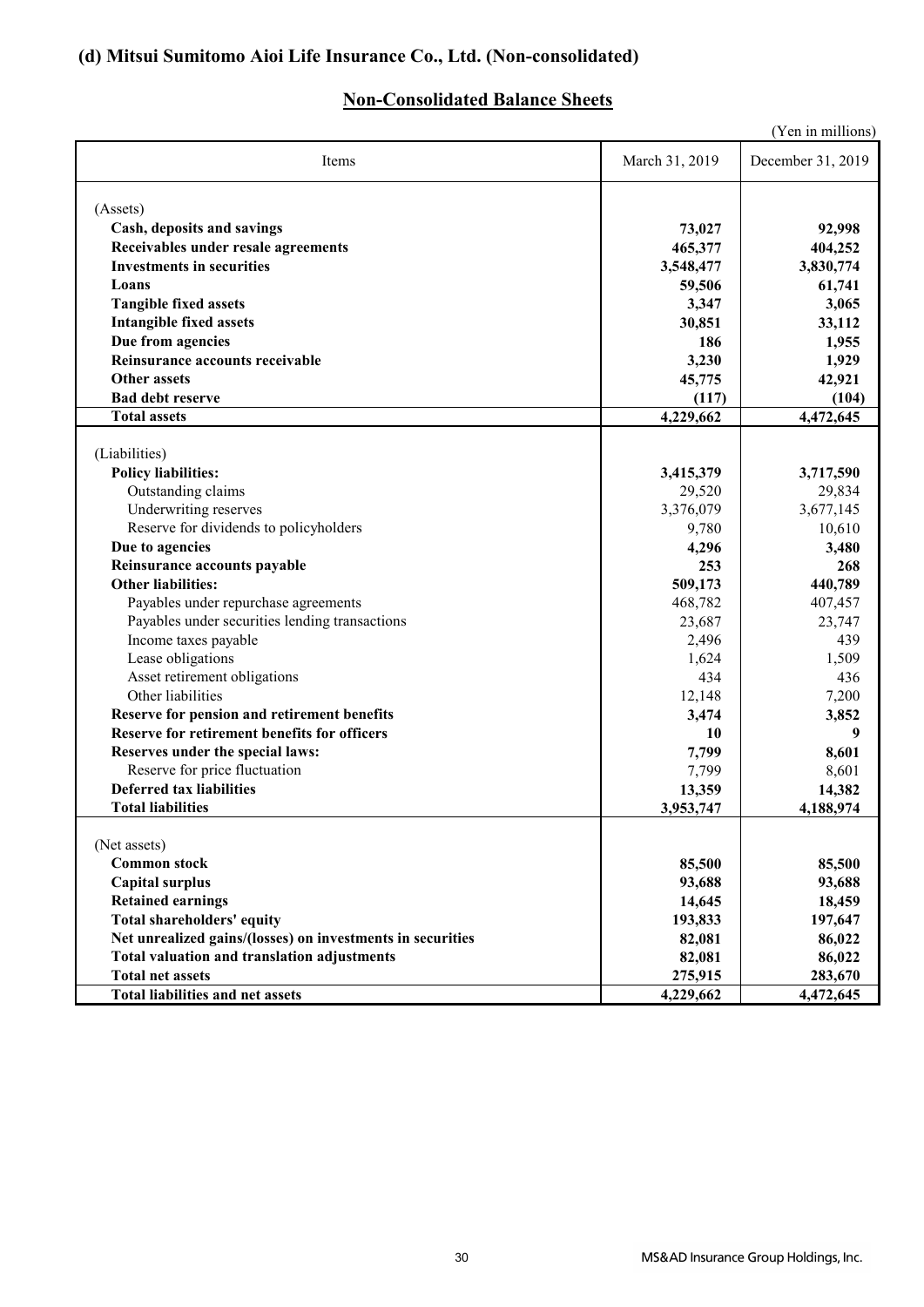## (d) Mitsui Sumitomo Aioi Life Insurance Co., Ltd. (Non-consolidated)

### Non-Consolidated Balance Sheets

(Yen in millions)

| Items | March 31, 2019 | December 31, 2019 |
|---|---|---|
| (Assets) | | |
| **Cash, deposits and savings** | **73,027** | **92,998** |
| **Receivables under resale agreements** | **465,377** | **404,252** |
| **Investments in securities** | **3,548,477** | **3,830,774** |
| **Loans** | **59,506** | **61,741** |
| **Tangible fixed assets** | **3,347** | **3,065** |
| **Intangible fixed assets** | **30,851** | **33,112** |
| **Due from agencies** | **186** | **1,955** |
| **Reinsurance accounts receivable** | **3,230** | **1,929** |
| **Other assets** | **45,775** | **42,921** |
| **Bad debt reserve** | **(117)** | **(104)** |
| **Total assets** | **4,229,662** | **4,472,645** |
| (Liabilities) | | |
| **Policy liabilities:** | **3,415,379** | **3,717,590** |
| Outstanding claims | 29,520 | 29,834 |
| Underwriting reserves | 3,376,079 | 3,677,145 |
| Reserve for dividends to policyholders | 9,780 | 10,610 |
| **Due to agencies** | **4,296** | **3,480** |
| **Reinsurance accounts payable** | **253** | **268** |
| **Other liabilities:** | **509,173** | **440,789** |
| Payables under repurchase agreements | 468,782 | 407,457 |
| Payables under securities lending transactions | 23,687 | 23,747 |
| Income taxes payable | 2,496 | 439 |
| Lease obligations | 1,624 | 1,509 |
| Asset retirement obligations | 434 | 436 |
| Other liabilities | 12,148 | 7,200 |
| **Reserve for pension and retirement benefits** | **3,474** | **3,852** |
| **Reserve for retirement benefits for officers** | **10** | **9** |
| **Reserves under the special laws:** | **7,799** | **8,601** |
| Reserve for price fluctuation | 7,799 | 8,601 |
| **Deferred tax liabilities** | **13,359** | **14,382** |
| **Total liabilities** | **3,953,747** | **4,188,974** |
| (Net assets) | | |
| **Common stock** | **85,500** | **85,500** |
| **Capital surplus** | **93,688** | **93,688** |
| **Retained earnings** | **14,645** | **18,459** |
| **Total shareholders' equity** | **193,833** | **197,647** |
| **Net unrealized gains/(losses) on investments in securities** | **82,081** | **86,022** |
| **Total valuation and translation adjustments** | **82,081** | **86,022** |
| **Total net assets** | **275,915** | **283,670** |
| **Total liabilities and net assets** | **4,229,662** | **4,472,645** |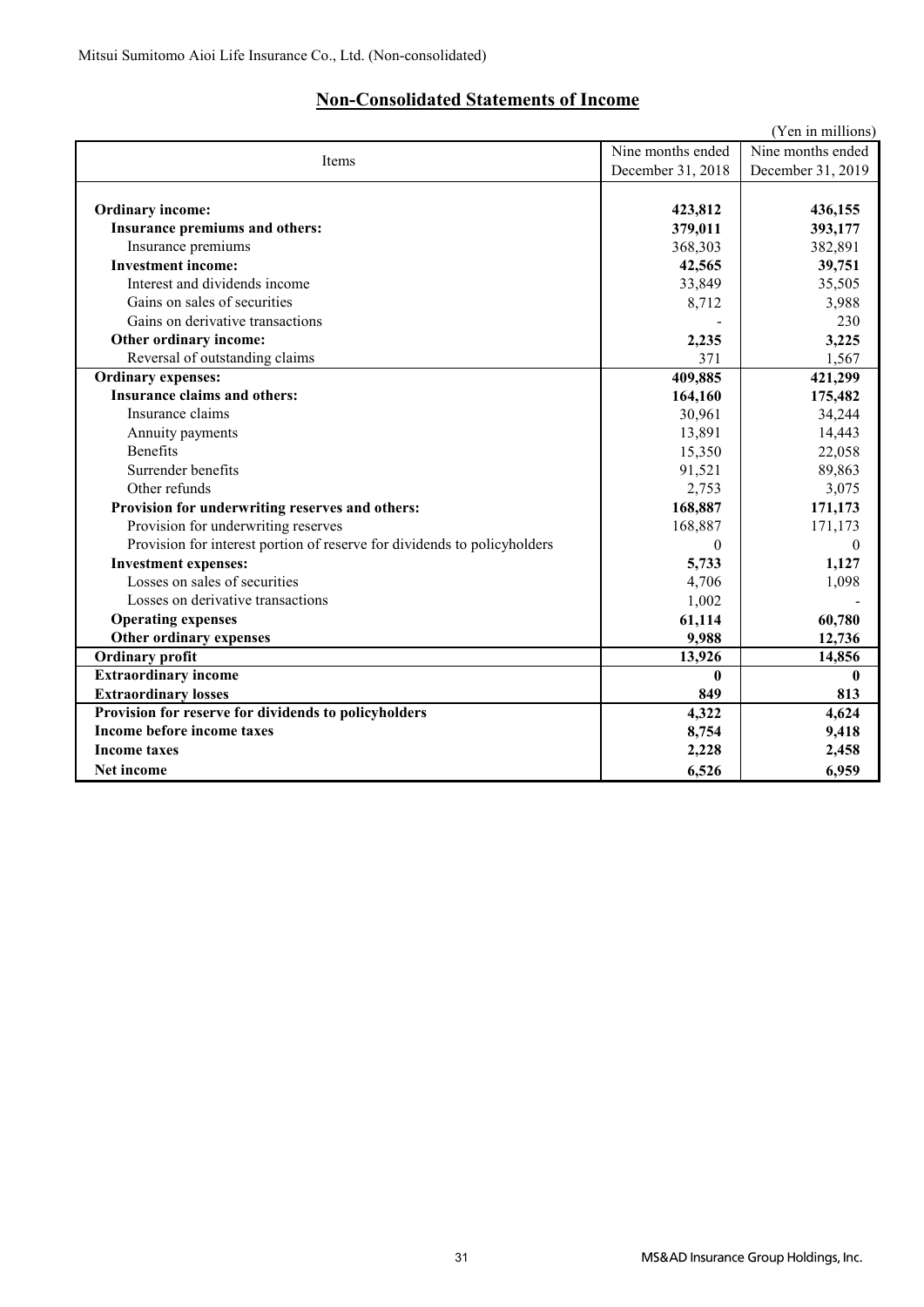Mitsui Sumitomo Aioi Life Insurance Co., Ltd. (Non-consolidated)

## Non-Consolidated Statements of Income

(Yen in millions)

| Items | Nine months ended December 31, 2018 | Nine months ended December 31, 2019 |
|---|---|---|
| **Ordinary income:** | **423,812** | **436,155** |
| **Insurance premiums and others:** | **379,011** | **393,177** |
| Insurance premiums | 368,303 | 382,891 |
| **Investment income:** | **42,565** | **39,751** |
| Interest and dividends income | 33,849 | 35,505 |
| Gains on sales of securities | 8,712 | 3,988 |
| Gains on derivative transactions | - | 230 |
| **Other ordinary income:** | **2,235** | **3,225** |
| Reversal of outstanding claims | 371 | 1,567 |
| **Ordinary expenses:** | **409,885** | **421,299** |
| **Insurance claims and others:** | **164,160** | **175,482** |
| Insurance claims | 30,961 | 34,244 |
| Annuity payments | 13,891 | 14,443 |
| Benefits | 15,350 | 22,058 |
| Surrender benefits | 91,521 | 89,863 |
| Other refunds | 2,753 | 3,075 |
| **Provision for underwriting reserves and others:** | **168,887** | **171,173** |
| Provision for underwriting reserves | 168,887 | 171,173 |
| Provision for interest portion of reserve for dividends to policyholders | 0 | 0 |
| **Investment expenses:** | **5,733** | **1,127** |
| Losses on sales of securities | 4,706 | 1,098 |
| Losses on derivative transactions | 1,002 | - |
| **Operating expenses** | **61,114** | **60,780** |
| **Other ordinary expenses** | **9,988** | **12,736** |
| **Ordinary profit** | **13,926** | **14,856** |
| **Extraordinary income** | **0** | **0** |
| **Extraordinary losses** | **849** | **813** |
| **Provision for reserve for dividends to policyholders** | **4,322** | **4,624** |
| **Income before income taxes** | **8,754** | **9,418** |
| **Income taxes** | **2,228** | **2,458** |
| **Net income** | **6,526** | **6,959** |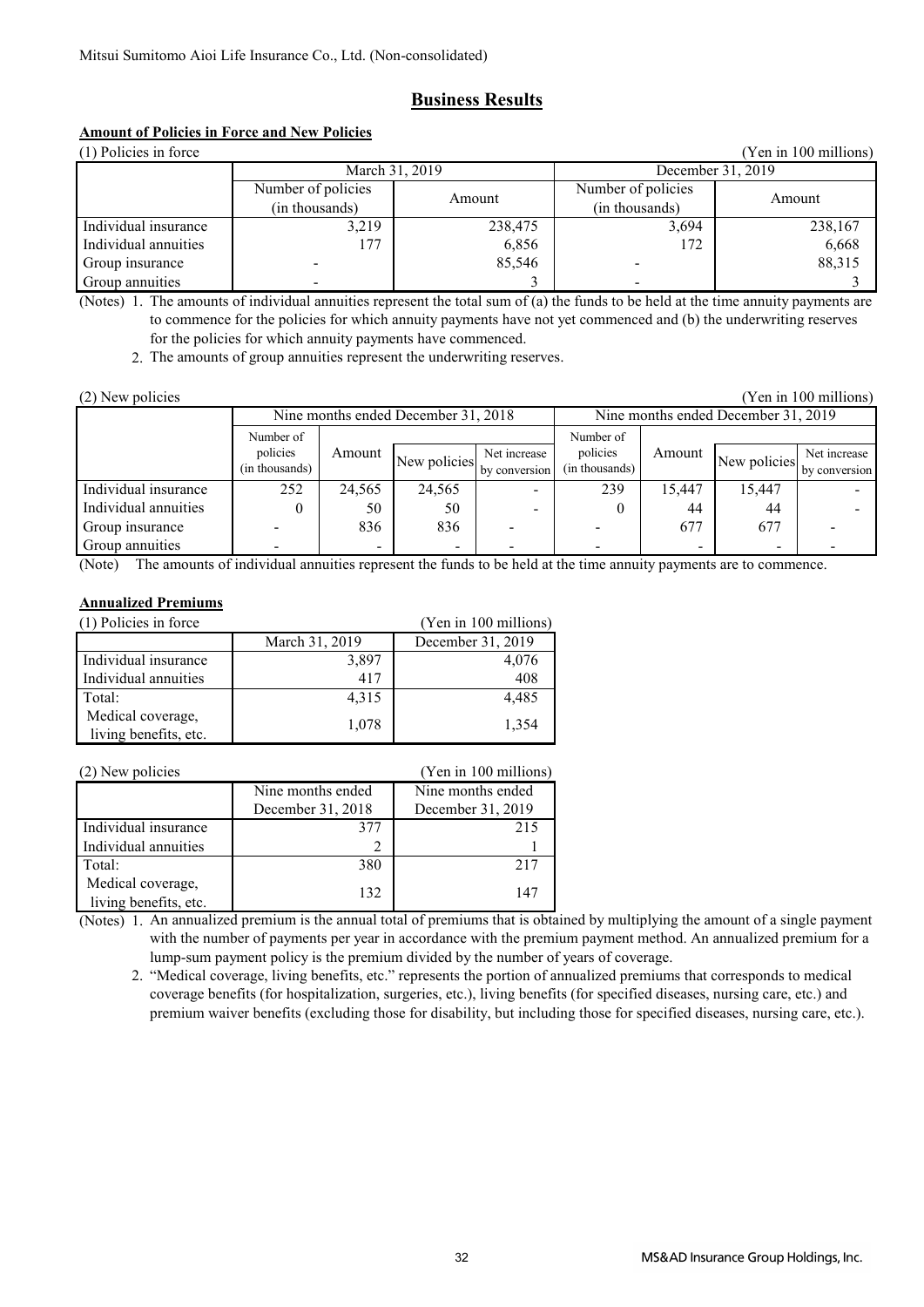Mitsui Sumitomo Aioi Life Insurance Co., Ltd. (Non-consolidated)

# Business Results

## Amount of Policies in Force and New Policies

(1) Policies in force (Yen in 100 millions)

| | March 31, 2019 | | December 31, 2019 | |
|---|---|---|---|---|
| | Number of policies (in thousands) | Amount | Number of policies (in thousands) | Amount |
| Individual insurance | 3,219 | 238,475 | 3,694 | 238,167 |
| Individual annuities | 177 | 6,856 | 172 | 6,668 |
| Group insurance | - | 85,546 | - | 88,315 |
| Group annuities | - | 3 | - | 3 |

(Notes) 1. The amounts of individual annuities represent the total sum of (a) the funds to be held at the time annuity payments are to commence for the policies for which annuity payments have not yet commenced and (b) the underwriting reserves for the policies for which annuity payments have commenced.

2. The amounts of group annuities represent the underwriting reserves.

(2) New policies (Yen in 100 millions)

| | Nine months ended December 31, 2018 | | | | Nine months ended December 31, 2019 | | | |
|---|---|---|---|---|---|---|---|---|
| | Number of policies (in thousands) | Amount | New policies | Net increase by conversion | Number of policies (in thousands) | Amount | New policies | Net increase by conversion |
| Individual insurance | 252 | 24,565 | 24,565 | - | 239 | 15,447 | 15,447 | - |
| Individual annuities | 0 | 50 | 50 | - | 0 | 44 | 44 | - |
| Group insurance | - | 836 | 836 | - | - | 677 | 677 | - |
| Group annuities | - | - | - | - | - | - | - | - |

(Note) The amounts of individual annuities represent the funds to be held at the time annuity payments are to commence.

## Annualized Premiums

(1) Policies in force (Yen in 100 millions)

| | March 31, 2019 | December 31, 2019 |
|---|---|---|
| Individual insurance | 3,897 | 4,076 |
| Individual annuities | 417 | 408 |
| Total: | 4,315 | 4,485 |
| Medical coverage, living benefits, etc. | 1,078 | 1,354 |

(2) New policies (Yen in 100 millions)

| | Nine months ended December 31, 2018 | Nine months ended December 31, 2019 |
|---|---|---|
| Individual insurance | 377 | 215 |
| Individual annuities | 2 | 1 |
| Total: | 380 | 217 |
| Medical coverage, living benefits, etc. | 132 | 147 |

(Notes) 1. An annualized premium is the annual total of premiums that is obtained by multiplying the amount of a single payment with the number of payments per year in accordance with the premium payment method. An annualized premium for a lump-sum payment policy is the premium divided by the number of years of coverage.

2. "Medical coverage, living benefits, etc." represents the portion of annualized premiums that corresponds to medical coverage benefits (for hospitalization, surgeries, etc.), living benefits (for specified diseases, nursing care, etc.) and premium waiver benefits (excluding those for disability, but including those for specified diseases, nursing care, etc.).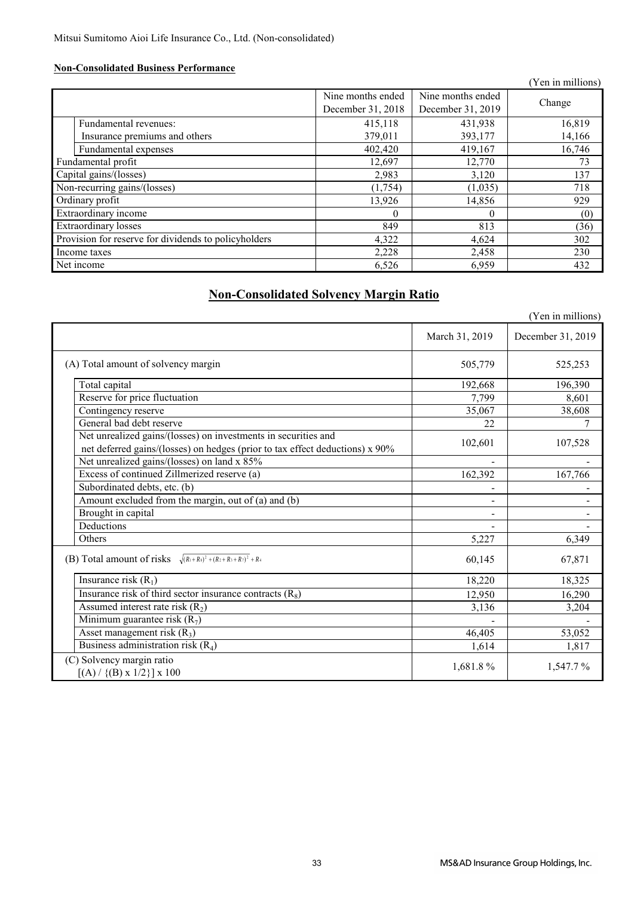Mitsui Sumitomo Aioi Life Insurance Co., Ltd. (Non-consolidated)

**Non-Consolidated Business Performance**

(Yen in millions)

| | Nine months ended December 31, 2018 | Nine months ended December 31, 2019 | Change |
|---|---|---|---|
| Fundamental revenues: | 415,118 | 431,938 | 16,819 |
| Insurance premiums and others | 379,011 | 393,177 | 14,166 |
| Fundamental expenses | 402,420 | 419,167 | 16,746 |
| Fundamental profit | 12,697 | 12,770 | 73 |
| Capital gains/(losses) | 2,983 | 3,120 | 137 |
| Non-recurring gains/(losses) | (1,754) | (1,035) | 718 |
| Ordinary profit | 13,926 | 14,856 | 929 |
| Extraordinary income | 0 | 0 | (0) |
| Extraordinary losses | 849 | 813 | (36) |
| Provision for reserve for dividends to policyholders | 4,322 | 4,624 | 302 |
| Income taxes | 2,228 | 2,458 | 230 |
| Net income | 6,526 | 6,959 | 432 |

## Non-Consolidated Solvency Margin Ratio

(Yen in millions)

| | March 31, 2019 | December 31, 2019 |
|---|---|---|
| (A) Total amount of solvency margin | 505,779 | 525,253 |
| Total capital | 192,668 | 196,390 |
| Reserve for price fluctuation | 7,799 | 8,601 |
| Contingency reserve | 35,067 | 38,608 |
| General bad debt reserve | 22 | 7 |
| Net unrealized gains/(losses) on investments in securities and net deferred gains/(losses) on hedges (prior to tax effect deductions) x 90% | 102,601 | 107,528 |
| Net unrealized gains/(losses) on land x 85% | - | - |
| Excess of continued Zillmerized reserve (a) | 162,392 | 167,766 |
| Subordinated debts, etc. (b) | - | - |
| Amount excluded from the margin, out of (a) and (b) | - | - |
| Brought in capital | - | - |
| Deductions | - | - |
| Others | 5,227 | 6,349 |
| (B) Total amount of risks $\sqrt{(R_1+R_8)^2+(R_2+R_3+R_7)^2}+R_4$ | 60,145 | 67,871 |
| Insurance risk ($R_1$) | 18,220 | 18,325 |
| Insurance risk of third sector insurance contracts ($R_8$) | 12,950 | 16,290 |
| Assumed interest rate risk ($R_2$) | 3,136 | 3,204 |
| Minimum guarantee risk ($R_7$) | - | - |
| Asset management risk ($R_3$) | 46,405 | 53,052 |
| Business administration risk ($R_4$) | 1,614 | 1,817 |
| (C) Solvency margin ratio [(A) / {(B) x 1/2}] x 100 | 1,681.8 % | 1,547.7 % |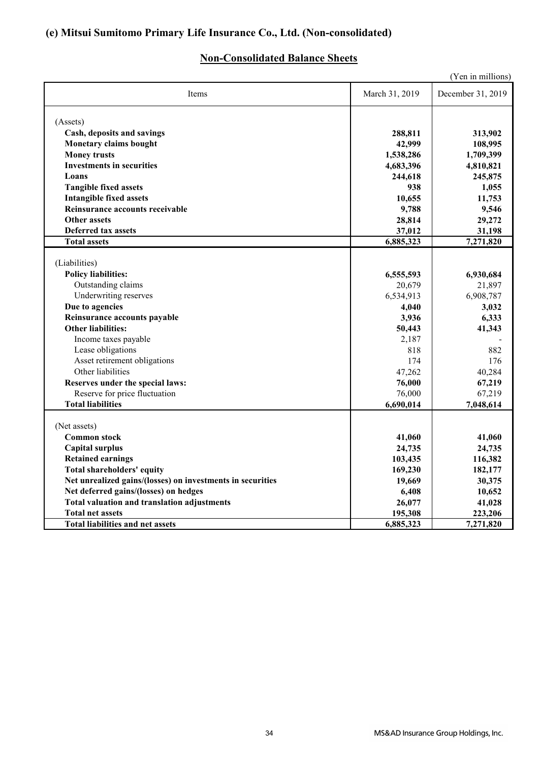## (e) Mitsui Sumitomo Primary Life Insurance Co., Ltd. (Non-consolidated)

### Non-Consolidated Balance Sheets

(Yen in millions)

| Items | March 31, 2019 | December 31, 2019 |
|---|---|---|
| (Assets) | | |
| **Cash, deposits and savings** | **288,811** | **313,902** |
| **Monetary claims bought** | **42,999** | **108,995** |
| **Money trusts** | **1,538,286** | **1,709,399** |
| **Investments in securities** | **4,683,396** | **4,810,821** |
| **Loans** | **244,618** | **245,875** |
| **Tangible fixed assets** | **938** | **1,055** |
| **Intangible fixed assets** | **10,655** | **11,753** |
| **Reinsurance accounts receivable** | **9,788** | **9,546** |
| **Other assets** | **28,814** | **29,272** |
| **Deferred tax assets** | **37,012** | **31,198** |
| **Total assets** | **6,885,323** | **7,271,820** |
| (Liabilities) | | |
| **Policy liabilities:** | **6,555,593** | **6,930,684** |
| Outstanding claims | 20,679 | 21,897 |
| Underwriting reserves | 6,534,913 | 6,908,787 |
| **Due to agencies** | **4,040** | **3,032** |
| **Reinsurance accounts payable** | **3,936** | **6,333** |
| **Other liabilities:** | **50,443** | **41,343** |
| Income taxes payable | 2,187 | - |
| Lease obligations | 818 | 882 |
| Asset retirement obligations | 174 | 176 |
| Other liabilities | 47,262 | 40,284 |
| **Reserves under the special laws:** | **76,000** | **67,219** |
| Reserve for price fluctuation | 76,000 | 67,219 |
| **Total liabilities** | **6,690,014** | **7,048,614** |
| (Net assets) | | |
| **Common stock** | **41,060** | **41,060** |
| **Capital surplus** | **24,735** | **24,735** |
| **Retained earnings** | **103,435** | **116,382** |
| **Total shareholders' equity** | **169,230** | **182,177** |
| **Net unrealized gains/(losses) on investments in securities** | **19,669** | **30,375** |
| **Net deferred gains/(losses) on hedges** | **6,408** | **10,652** |
| **Total valuation and translation adjustments** | **26,077** | **41,028** |
| **Total net assets** | **195,308** | **223,206** |
| **Total liabilities and net assets** | **6,885,323** | **7,271,820** |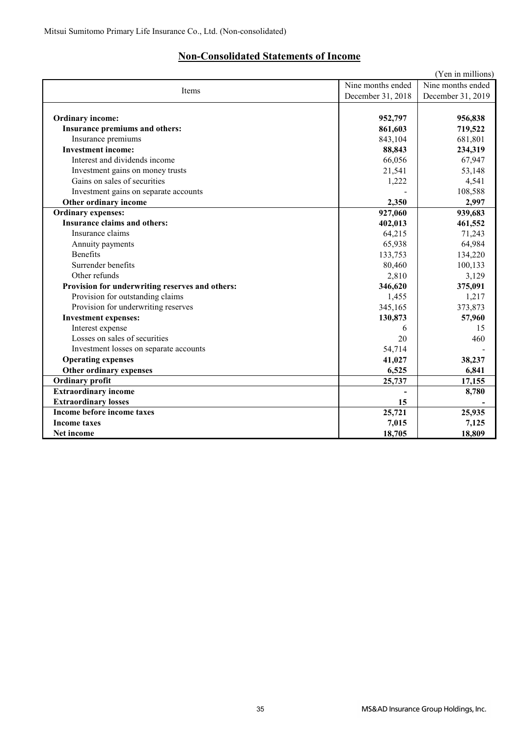Mitsui Sumitomo Primary Life Insurance Co., Ltd. (Non-consolidated)

## Non-Consolidated Statements of Income

(Yen in millions)

| Items | Nine months ended December 31, 2018 | Nine months ended December 31, 2019 |
|---|---|---|
| **Ordinary income:** | **952,797** | **956,838** |
| **Insurance premiums and others:** | **861,603** | **719,522** |
| Insurance premiums | 843,104 | 681,801 |
| **Investment income:** | **88,843** | **234,319** |
| Interest and dividends income | 66,056 | 67,947 |
| Investment gains on money trusts | 21,541 | 53,148 |
| Gains on sales of securities | 1,222 | 4,541 |
| Investment gains on separate accounts | - | 108,588 |
| **Other ordinary income** | **2,350** | **2,997** |
| **Ordinary expenses:** | **927,060** | **939,683** |
| **Insurance claims and others:** | **402,013** | **461,552** |
| Insurance claims | 64,215 | 71,243 |
| Annuity payments | 65,938 | 64,984 |
| Benefits | 133,753 | 134,220 |
| Surrender benefits | 80,460 | 100,133 |
| Other refunds | 2,810 | 3,129 |
| **Provision for underwriting reserves and others:** | **346,620** | **375,091** |
| Provision for outstanding claims | 1,455 | 1,217 |
| Provision for underwriting reserves | 345,165 | 373,873 |
| **Investment expenses:** | **130,873** | **57,960** |
| Interest expense | 6 | 15 |
| Losses on sales of securities | 20 | 460 |
| Investment losses on separate accounts | 54,714 | - |
| **Operating expenses** | **41,027** | **38,237** |
| **Other ordinary expenses** | **6,525** | **6,841** |
| **Ordinary profit** | **25,737** | **17,155** |
| **Extraordinary income** | **-** | **8,780** |
| **Extraordinary losses** | **15** | **-** |
| **Income before income taxes** | **25,721** | **25,935** |
| **Income taxes** | **7,015** | **7,125** |
| **Net income** | **18,705** | **18,809** |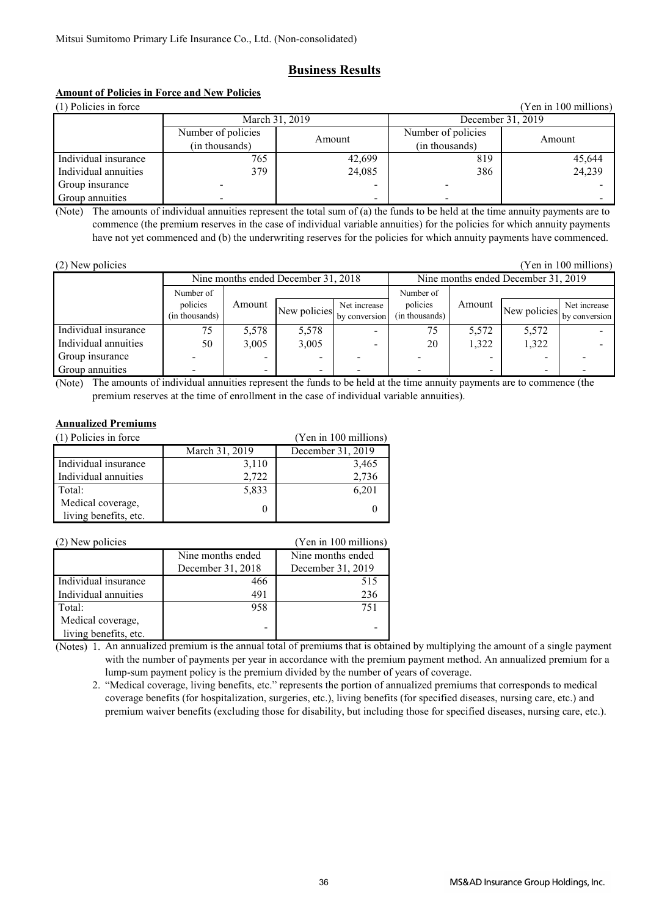Mitsui Sumitomo Primary Life Insurance Co., Ltd. (Non-consolidated)

# Business Results

## Amount of Policies in Force and New Policies

(1) Policies in force (Yen in 100 millions)

| | March 31, 2019 | | December 31, 2019 | |
|---|---|---|---|---|
| | Number of policies (in thousands) | Amount | Number of policies (in thousands) | Amount |
| Individual insurance | 765 | 42,699 | 819 | 45,644 |
| Individual annuities | 379 | 24,085 | 386 | 24,239 |
| Group insurance | - | - | - | - |
| Group annuities | - | - | - | - |

(Note) The amounts of individual annuities represent the total sum of (a) the funds to be held at the time annuity payments are to commence (the premium reserves in the case of individual variable annuities) for the policies for which annuity payments have not yet commenced and (b) the underwriting reserves for the policies for which annuity payments have commenced.

(2) New policies (Yen in 100 millions)

| | Nine months ended December 31, 2018 | | | | Nine months ended December 31, 2019 | | | |
|---|---|---|---|---|---|---|---|---|
| | Number of policies (in thousands) | Amount | New policies | Net increase by conversion | Number of policies (in thousands) | Amount | New policies | Net increase by conversion |
| Individual insurance | 75 | 5,578 | 5,578 | - | 75 | 5,572 | 5,572 | - |
| Individual annuities | 50 | 3,005 | 3,005 | - | 20 | 1,322 | 1,322 | - |
| Group insurance | - | - | - | - | - | - | - | - |
| Group annuities | - | - | - | - | - | - | - | - |

(Note) The amounts of individual annuities represent the funds to be held at the time annuity payments are to commence (the premium reserves at the time of enrollment in the case of individual variable annuities).

## Annualized Premiums

(1) Policies in force (Yen in 100 millions)

| | March 31, 2019 | December 31, 2019 |
|---|---|---|
| Individual insurance | 3,110 | 3,465 |
| Individual annuities | 2,722 | 2,736 |
| Total: | 5,833 | 6,201 |
| Medical coverage, living benefits, etc. | 0 | 0 |

(2) New policies (Yen in 100 millions)

| | Nine months ended December 31, 2018 | Nine months ended December 31, 2019 |
|---|---|---|
| Individual insurance | 466 | 515 |
| Individual annuities | 491 | 236 |
| Total: | 958 | 751 |
| Medical coverage, living benefits, etc. | - | - |

(Notes) 1. An annualized premium is the annual total of premiums that is obtained by multiplying the amount of a single payment with the number of payments per year in accordance with the premium payment method. An annualized premium for a lump-sum payment policy is the premium divided by the number of years of coverage.

2. "Medical coverage, living benefits, etc." represents the portion of annualized premiums that corresponds to medical coverage benefits (for hospitalization, surgeries, etc.), living benefits (for specified diseases, nursing care, etc.) and premium waiver benefits (excluding those for disability, but including those for specified diseases, nursing care, etc.).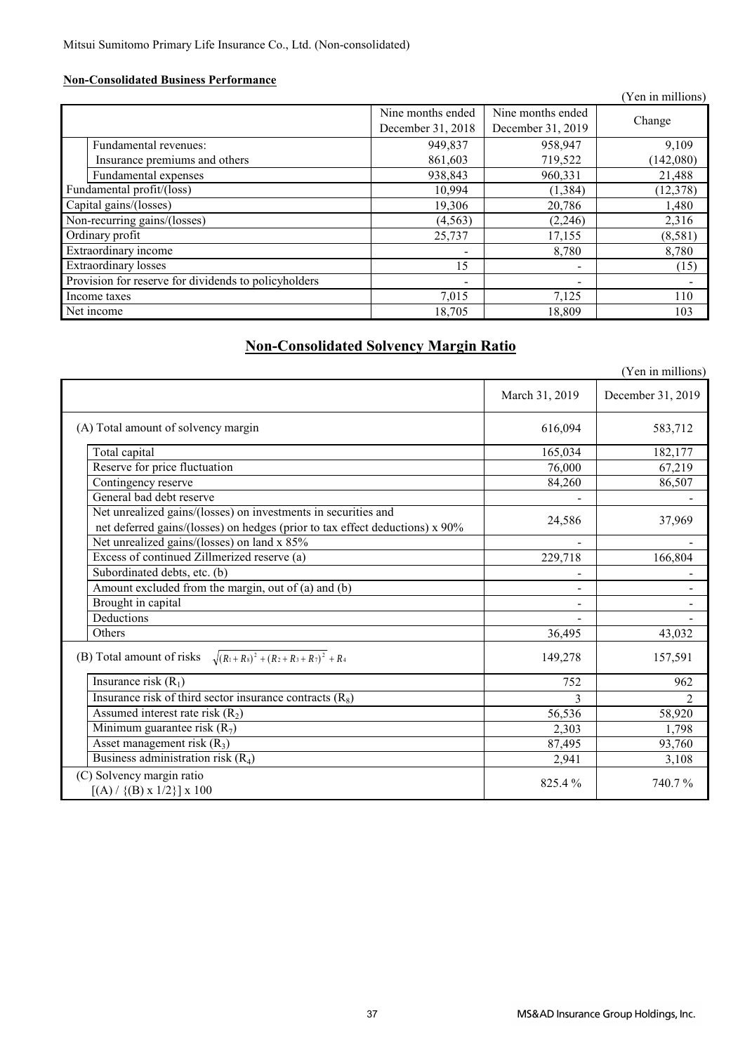Mitsui Sumitomo Primary Life Insurance Co., Ltd. (Non-consolidated)

**Non-Consolidated Business Performance**

(Yen in millions)

| | Nine months ended December 31, 2018 | Nine months ended December 31, 2019 | Change |
|---|---|---|---|
| Fundamental revenues: | 949,837 | 958,947 | 9,109 |
| Insurance premiums and others | 861,603 | 719,522 | (142,080) |
| Fundamental expenses | 938,843 | 960,331 | 21,488 |
| Fundamental profit/(loss) | 10,994 | (1,384) | (12,378) |
| Capital gains/(losses) | 19,306 | 20,786 | 1,480 |
| Non-recurring gains/(losses) | (4,563) | (2,246) | 2,316 |
| Ordinary profit | 25,737 | 17,155 | (8,581) |
| Extraordinary income | - | 8,780 | 8,780 |
| Extraordinary losses | 15 | - | (15) |
| Provision for reserve for dividends to policyholders | - | - | - |
| Income taxes | 7,015 | 7,125 | 110 |
| Net income | 18,705 | 18,809 | 103 |

## Non-Consolidated Solvency Margin Ratio

(Yen in millions)

| | March 31, 2019 | December 31, 2019 |
|---|---|---|
| (A) Total amount of solvency margin | 616,094 | 583,712 |
| Total capital | 165,034 | 182,177 |
| Reserve for price fluctuation | 76,000 | 67,219 |
| Contingency reserve | 84,260 | 86,507 |
| General bad debt reserve | - | - |
| Net unrealized gains/(losses) on investments in securities and net deferred gains/(losses) on hedges (prior to tax effect deductions) x 90% | 24,586 | 37,969 |
| Net unrealized gains/(losses) on land x 85% | - | - |
| Excess of continued Zillmerized reserve (a) | 229,718 | 166,804 |
| Subordinated debts, etc. (b) | - | - |
| Amount excluded from the margin, out of (a) and (b) | - | - |
| Brought in capital | - | - |
| Deductions | - | - |
| Others | 36,495 | 43,032 |
| (B) Total amount of risks $\sqrt{(R_1+R_8)^2+(R_2+R_3+R_7)^2}+R_4$ | 149,278 | 157,591 |
| Insurance risk ($R_1$) | 752 | 962 |
| Insurance risk of third sector insurance contracts ($R_8$) | 3 | 2 |
| Assumed interest rate risk ($R_2$) | 56,536 | 58,920 |
| Minimum guarantee risk ($R_7$) | 2,303 | 1,798 |
| Asset management risk ($R_3$) | 87,495 | 93,760 |
| Business administration risk ($R_4$) | 2,941 | 3,108 |
| (C) Solvency margin ratio [(A) / {(B) x 1/2}] x 100 | 825.4 % | 740.7 % |